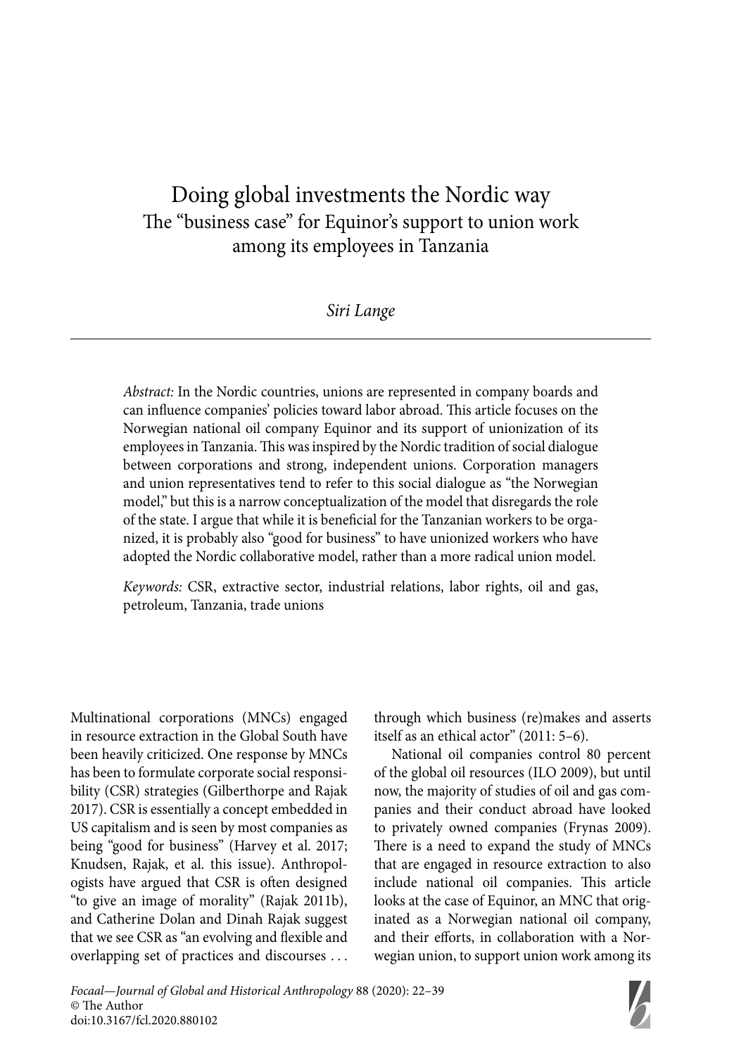# Doing global investments the Nordic way

## The "business case" for Equinor's support to union work among its employees in Tanzania

*Siri Lange*

*Abstract:* In the Nordic countries, unions are represented in company boards and can influence companies' policies toward labor abroad. This article focuses on the Norwegian national oil company Equinor and its support of unionization of its employees in Tanzania. This was inspired by the Nordic tradition of social dialogue between corporations and strong, independent unions. Corporation managers and union representatives tend to refer to this social dialogue as "the Norwegian model," but this is a narrow conceptualization of the model that disregards the role of the state. I argue that while it is beneficial for the Tanzanian workers to be organized, it is probably also "good for business" to have unionized workers who have adopted the Nordic collaborative model, rather than a more radical union model.

*Keywords:* CSR, extractive sector, industrial relations, labor rights, oil and gas, petroleum, Tanzania, trade unions

Multinational corporations (MNCs) engaged in resource extraction in the Global South have been heavily criticized. One response by MNCs has been to formulate corporate social responsibility (CSR) strategies (Gilberthorpe and Rajak 2017). CSR is essentially a concept embedded in US capitalism and is seen by most companies as being "good for business" (Harvey et al. 2017; Knudsen, Rajak, et al. this issue). Anthropologists have argued that CSR is often designed "to give an image of morality" (Rajak 2011b), and Catherine Dolan and Dinah Rajak suggest that we see CSR as "an evolving and flexible and overlapping set of practices and discourses . . . through which business (re)makes and asserts itself as an ethical actor" (2011: 5–6).

National oil companies control 80 percent of the global oil resources (ILO 2009), but until now, the majority of studies of oil and gas companies and their conduct abroad have looked to privately owned companies (Frynas 2009). There is a need to expand the study of MNCs that are engaged in resource extraction to also include national oil companies. This article looks at the case of Equinor, an MNC that originated as a Norwegian national oil company, and their efforts, in collaboration with a Norwegian union, to support union work among its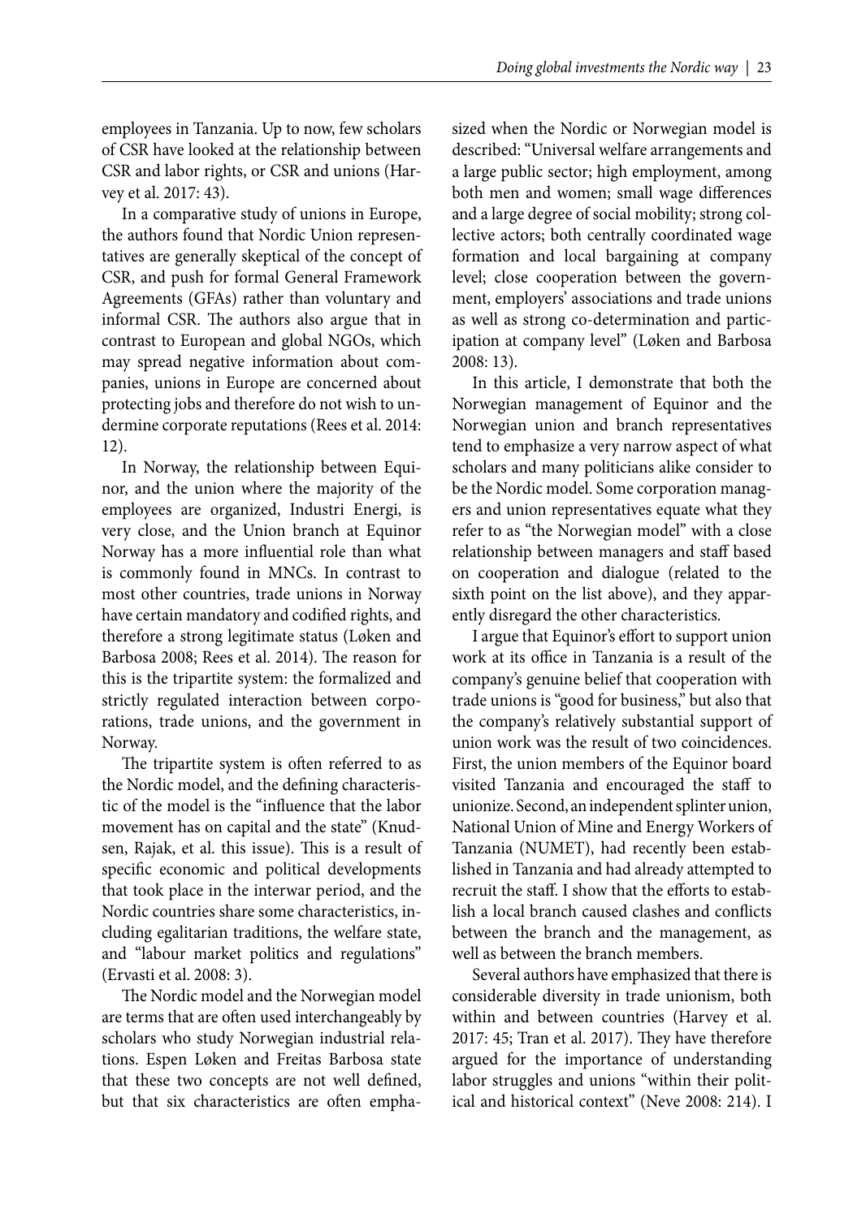employees in Tanzania. Up to now, few scholars of CSR have looked at the relationship between CSR and labor rights, or CSR and unions (Harvey et al. 2017: 43).

In a comparative study of unions in Europe, the authors found that Nordic Union representatives are generally skeptical of the concept of CSR, and push for formal General Framework Agreements (GFAs) rather than voluntary and informal CSR. The authors also argue that in contrast to European and global NGOs, which may spread negative information about companies, unions in Europe are concerned about protecting jobs and therefore do not wish to undermine corporate reputations (Rees et al. 2014: 12).

In Norway, the relationship between Equinor, and the union where the majority of the employees are organized, Industri Energi, is very close, and the Union branch at Equinor Norway has a more influential role than what is commonly found in MNCs. In contrast to most other countries, trade unions in Norway have certain mandatory and codified rights, and therefore a strong legitimate status (Løken and Barbosa 2008; Rees et al. 2014). The reason for this is the tripartite system: the formalized and strictly regulated interaction between corporations, trade unions, and the government in Norway.

The tripartite system is often referred to as the Nordic model, and the defining characteristic of the model is the "influence that the labor movement has on capital and the state" (Knudsen, Rajak, et al. this issue). This is a result of specific economic and political developments that took place in the interwar period, and the Nordic countries share some characteristics, including egalitarian traditions, the welfare state, and "labour market politics and regulations" (Ervasti et al. 2008: 3).

The Nordic model and the Norwegian model are terms that are often used interchangeably by scholars who study Norwegian industrial relations. Espen Løken and Freitas Barbosa state that these two concepts are not well defined, but that six characteristics are often emphasized when the Nordic or Norwegian model is described: "Universal welfare arrangements and a large public sector; high employment, among both men and women; small wage differences and a large degree of social mobility; strong collective actors; both centrally coordinated wage formation and local bargaining at company level; close cooperation between the government, employers' associations and trade unions as well as strong co-determination and participation at company level" (Løken and Barbosa 2008: 13).

In this article, I demonstrate that both the Norwegian management of Equinor and the Norwegian union and branch representatives tend to emphasize a very narrow aspect of what scholars and many politicians alike consider to be the Nordic model. Some corporation managers and union representatives equate what they refer to as "the Norwegian model" with a close relationship between managers and staff based on cooperation and dialogue (related to the sixth point on the list above), and they apparently disregard the other characteristics.

I argue that Equinor's effort to support union work at its office in Tanzania is a result of the company's genuine belief that cooperation with trade unions is "good for business," but also that the company's relatively substantial support of union work was the result of two coincidences. First, the union members of the Equinor board visited Tanzania and encouraged the staff to unionize. Second, an independent splinter union, National Union of Mine and Energy Workers of Tanzania (NUMET), had recently been established in Tanzania and had already attempted to recruit the staff. I show that the efforts to establish a local branch caused clashes and conflicts between the branch and the management, as well as between the branch members.

Several authors have emphasized that there is considerable diversity in trade unionism, both within and between countries (Harvey et al. 2017: 45; Tran et al. 2017). They have therefore argued for the importance of understanding labor struggles and unions "within their political and historical context" (Neve 2008: 214). I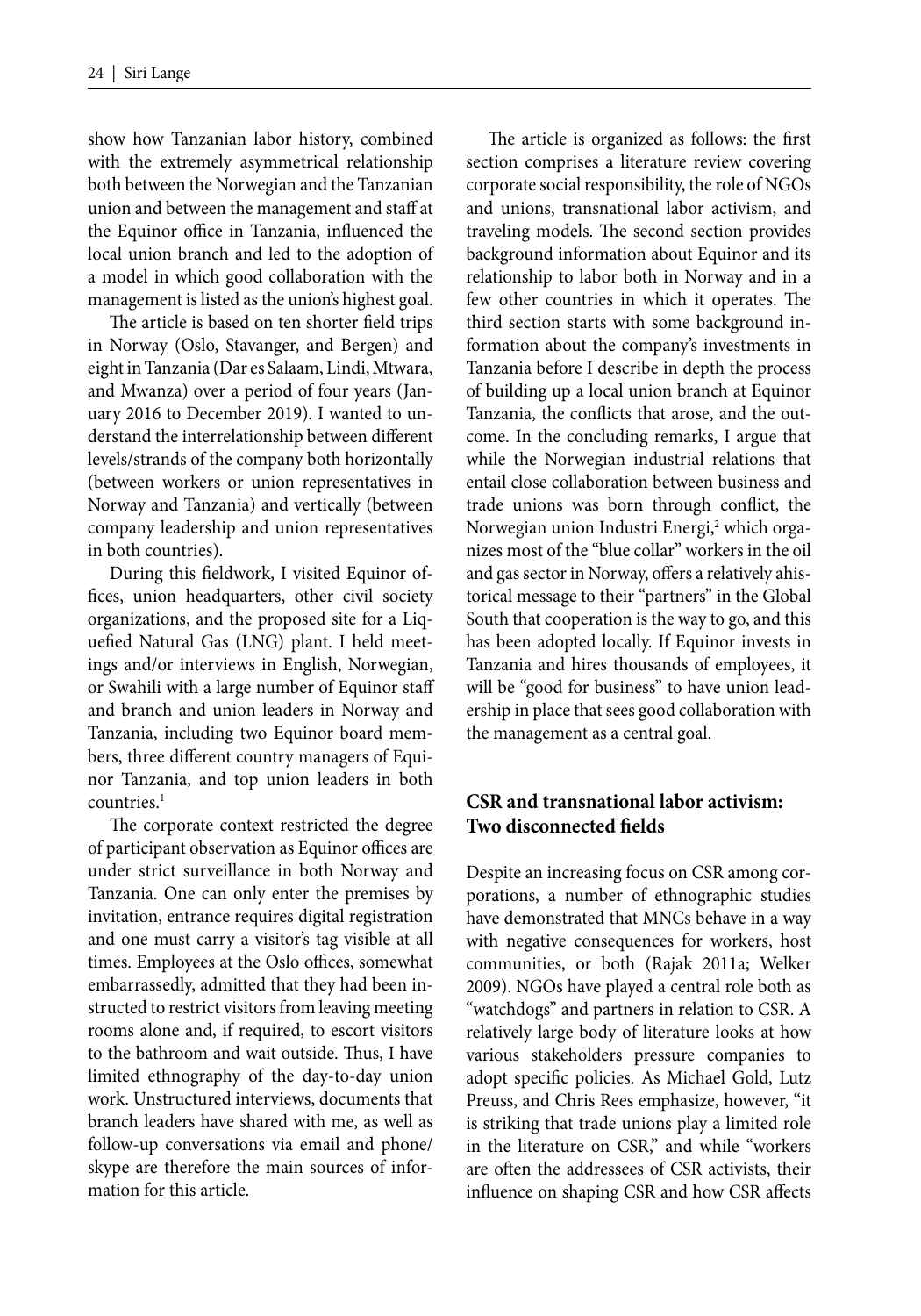show how Tanzanian labor history, combined with the extremely asymmetrical relationship both between the Norwegian and the Tanzanian union and between the management and staff at the Equinor office in Tanzania, influenced the local union branch and led to the adoption of a model in which good collaboration with the management is listed as the union's highest goal.

The article is based on ten shorter field trips in Norway (Oslo, Stavanger, and Bergen) and eight in Tanzania (Dar es Salaam, Lindi, Mtwara, and Mwanza) over a period of four years (January 2016 to December 2019). I wanted to understand the interrelationship between different levels/strands of the company both horizontally (between workers or union representatives in Norway and Tanzania) and vertically (between company leadership and union representatives in both countries).

During this fieldwork, I visited Equinor offices, union headquarters, other civil society organizations, and the proposed site for a Liquefied Natural Gas (LNG) plant. I held meetings and/or interviews in English, Norwegian, or Swahili with a large number of Equinor staff and branch and union leaders in Norway and Tanzania, including two Equinor board members, three different country managers of Equinor Tanzania, and top union leaders in both countries.[1]

The corporate context restricted the degree of participant observation as Equinor offices are under strict surveillance in both Norway and Tanzania. One can only enter the premises by invitation, entrance requires digital registration and one must carry a visitor's tag visible at all times. Employees at the Oslo offices, somewhat embarrassedly, admitted that they had been instructed to restrict visitors from leaving meeting rooms alone and, if required, to escort visitors to the bathroom and wait outside. Thus, I have limited ethnography of the day-to-day union work. Unstructured interviews, documents that branch leaders have shared with me, as well as follow-up conversations via email and phone/skype are therefore the main sources of information for this article.

The article is organized as follows: the first section comprises a literature review covering corporate social responsibility, the role of NGOs and unions, transnational labor activism, and traveling models. The second section provides background information about Equinor and its relationship to labor both in Norway and in a few other countries in which it operates. The third section starts with some background information about the company's investments in Tanzania before I describe in depth the process of building up a local union branch at Equinor Tanzania, the conflicts that arose, and the outcome. In the concluding remarks, I argue that while the Norwegian industrial relations that entail close collaboration between business and trade unions was born through conflict, the Norwegian union Industri Energi,[2] which organizes most of the "blue collar" workers in the oil and gas sector in Norway, offers a relatively ahistorical message to their "partners" in the Global South that cooperation is the way to go, and this has been adopted locally. If Equinor invests in Tanzania and hires thousands of employees, it will be "good for business" to have union leadership in place that sees good collaboration with the management as a central goal.

## CSR and transnational labor activism: Two disconnected fields

Despite an increasing focus on CSR among corporations, a number of ethnographic studies have demonstrated that MNCs behave in a way with negative consequences for workers, host communities, or both (Rajak 2011a; Welker 2009). NGOs have played a central role both as "watchdogs" and partners in relation to CSR. A relatively large body of literature looks at how various stakeholders pressure companies to adopt specific policies. As Michael Gold, Lutz Preuss, and Chris Rees emphasize, however, "it is striking that trade unions play a limited role in the literature on CSR," and while "workers are often the addressees of CSR activists, their influence on shaping CSR and how CSR affects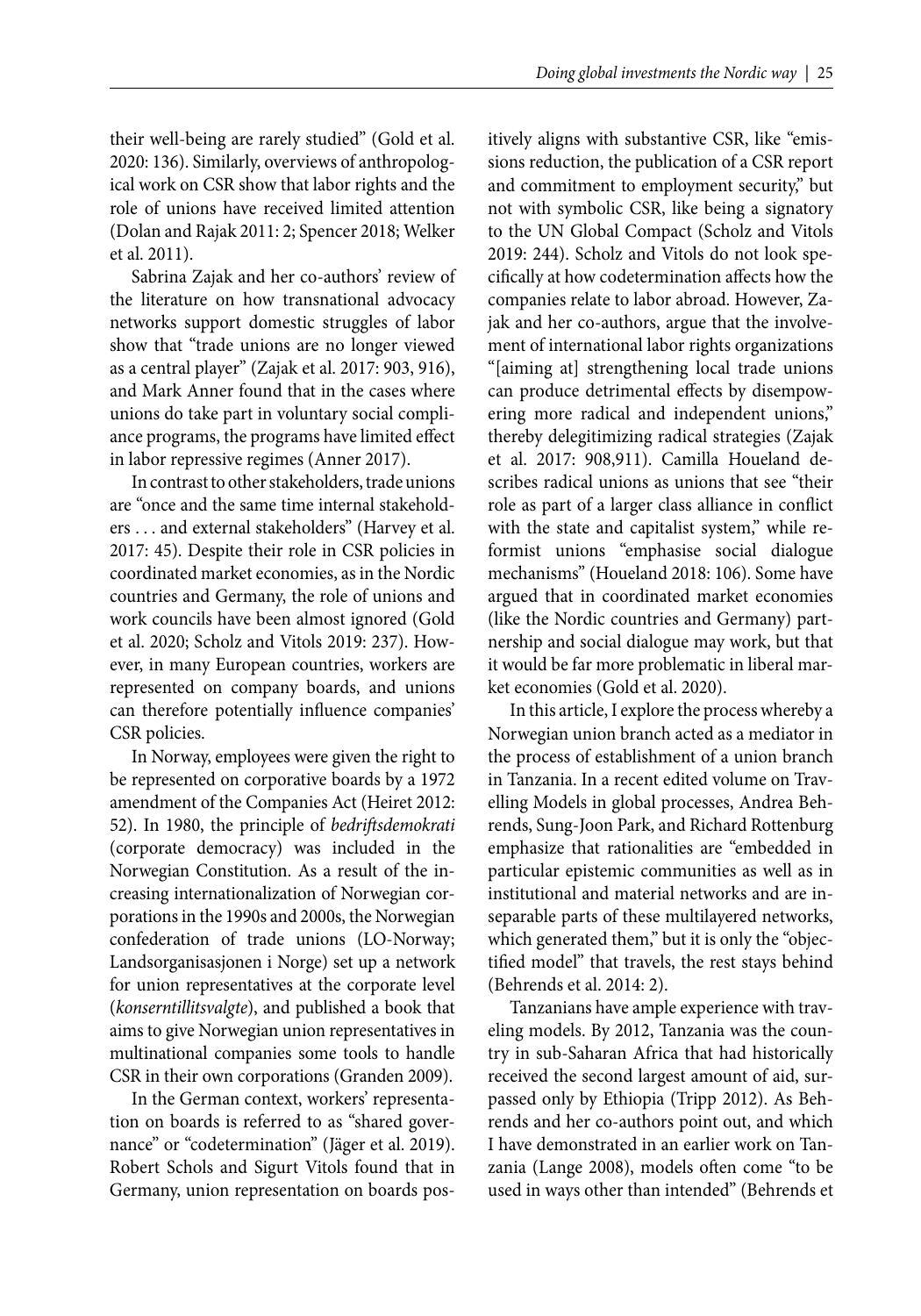their well-being are rarely studied" (Gold et al. 2020: 136). Similarly, overviews of anthropological work on CSR show that labor rights and the role of unions have received limited attention (Dolan and Rajak 2011: 2; Spencer 2018; Welker et al. 2011).

Sabrina Zajak and her co-authors' review of the literature on how transnational advocacy networks support domestic struggles of labor show that "trade unions are no longer viewed as a central player" (Zajak et al. 2017: 903, 916), and Mark Anner found that in the cases where unions do take part in voluntary social compliance programs, the programs have limited effect in labor repressive regimes (Anner 2017).

In contrast to other stakeholders, trade unions are "once and the same time internal stakeholders . . . and external stakeholders" (Harvey et al. 2017: 45). Despite their role in CSR policies in coordinated market economies, as in the Nordic countries and Germany, the role of unions and work councils have been almost ignored (Gold et al. 2020; Scholz and Vitols 2019: 237). However, in many European countries, workers are represented on company boards, and unions can therefore potentially influence companies' CSR policies.

In Norway, employees were given the right to be represented on corporative boards by a 1972 amendment of the Companies Act (Heiret 2012: 52). In 1980, the principle of *bedriftsdemokrati* (corporate democracy) was included in the Norwegian Constitution. As a result of the increasing internationalization of Norwegian corporations in the 1990s and 2000s, the Norwegian confederation of trade unions (LO-Norway; Landsorganisasjonen i Norge) set up a network for union representatives at the corporate level (*konserntillitsvalgte*), and published a book that aims to give Norwegian union representatives in multinational companies some tools to handle CSR in their own corporations (Granden 2009).

In the German context, workers' representation on boards is referred to as "shared governance" or "codetermination" (Jäger et al. 2019). Robert Schols and Sigurt Vitols found that in Germany, union representation on boards positively aligns with substantive CSR, like "emissions reduction, the publication of a CSR report and commitment to employment security," but not with symbolic CSR, like being a signatory to the UN Global Compact (Scholz and Vitols 2019: 244). Scholz and Vitols do not look specifically at how codetermination affects how the companies relate to labor abroad. However, Zajak and her co-authors, argue that the involvement of international labor rights organizations "[aiming at] strengthening local trade unions can produce detrimental effects by disempowering more radical and independent unions," thereby delegitimizing radical strategies (Zajak et al. 2017: 908,911). Camilla Houeland describes radical unions as unions that see "their role as part of a larger class alliance in conflict with the state and capitalist system," while reformist unions "emphasise social dialogue mechanisms" (Houeland 2018: 106). Some have argued that in coordinated market economies (like the Nordic countries and Germany) partnership and social dialogue may work, but that it would be far more problematic in liberal market economies (Gold et al. 2020).

In this article, I explore the process whereby a Norwegian union branch acted as a mediator in the process of establishment of a union branch in Tanzania. In a recent edited volume on Travelling Models in global processes, Andrea Behrends, Sung-Joon Park, and Richard Rottenburg emphasize that rationalities are "embedded in particular epistemic communities as well as in institutional and material networks and are inseparable parts of these multilayered networks, which generated them," but it is only the "objectified model" that travels, the rest stays behind (Behrends et al. 2014: 2).

Tanzanians have ample experience with traveling models. By 2012, Tanzania was the country in sub-Saharan Africa that had historically received the second largest amount of aid, surpassed only by Ethiopia (Tripp 2012). As Behrends and her co-authors point out, and which I have demonstrated in an earlier work on Tanzania (Lange 2008), models often come "to be used in ways other than intended" (Behrends et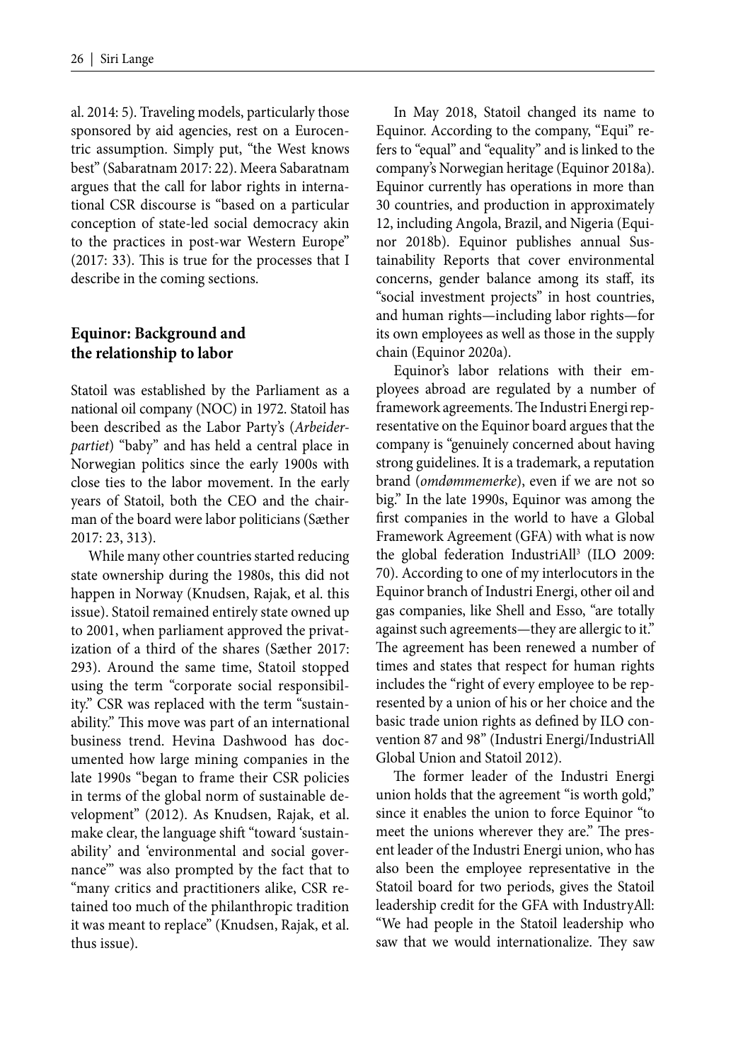al. 2014: 5). Traveling models, particularly those sponsored by aid agencies, rest on a Eurocentric assumption. Simply put, "the West knows best" (Sabaratnam 2017: 22). Meera Sabaratnam argues that the call for labor rights in international CSR discourse is "based on a particular conception of state-led social democracy akin to the practices in post-war Western Europe" (2017: 33). This is true for the processes that I describe in the coming sections.

## Equinor: Background and the relationship to labor

Statoil was established by the Parliament as a national oil company (NOC) in 1972. Statoil has been described as the Labor Party's (*Arbeiderpartiet*) "baby" and has held a central place in Norwegian politics since the early 1900s with close ties to the labor movement. In the early years of Statoil, both the CEO and the chairman of the board were labor politicians (Sæther 2017: 23, 313).

While many other countries started reducing state ownership during the 1980s, this did not happen in Norway (Knudsen, Rajak, et al. this issue). Statoil remained entirely state owned up to 2001, when parliament approved the privatization of a third of the shares (Sæther 2017: 293). Around the same time, Statoil stopped using the term "corporate social responsibility." CSR was replaced with the term "sustainability." This move was part of an international business trend. Hevina Dashwood has documented how large mining companies in the late 1990s "began to frame their CSR policies in terms of the global norm of sustainable development" (2012). As Knudsen, Rajak, et al. make clear, the language shift "toward 'sustainability' and 'environmental and social governance'" was also prompted by the fact that to "many critics and practitioners alike, CSR retained too much of the philanthropic tradition it was meant to replace" (Knudsen, Rajak, et al. thus issue).

In May 2018, Statoil changed its name to Equinor. According to the company, "Equi" refers to "equal" and "equality" and is linked to the company's Norwegian heritage (Equinor 2018a). Equinor currently has operations in more than 30 countries, and production in approximately 12, including Angola, Brazil, and Nigeria (Equinor 2018b). Equinor publishes annual Sustainability Reports that cover environmental concerns, gender balance among its staff, its "social investment projects" in host countries, and human rights—including labor rights—for its own employees as well as those in the supply chain (Equinor 2020a).

Equinor's labor relations with their employees abroad are regulated by a number of framework agreements. The Industri Energi representative on the Equinor board argues that the company is "genuinely concerned about having strong guidelines. It is a trademark, a reputation brand (*omdømmemerke*), even if we are not so big." In the late 1990s, Equinor was among the first companies in the world to have a Global Framework Agreement (GFA) with what is now the global federation IndustriAll[3] (ILO 2009: 70). According to one of my interlocutors in the Equinor branch of Industri Energi, other oil and gas companies, like Shell and Esso, "are totally against such agreements—they are allergic to it." The agreement has been renewed a number of times and states that respect for human rights includes the "right of every employee to be represented by a union of his or her choice and the basic trade union rights as defined by ILO convention 87 and 98" (Industri Energi/IndustriAll Global Union and Statoil 2012).

The former leader of the Industri Energi union holds that the agreement "is worth gold," since it enables the union to force Equinor "to meet the unions wherever they are." The present leader of the Industri Energi union, who has also been the employee representative in the Statoil board for two periods, gives the Statoil leadership credit for the GFA with IndustryAll: "We had people in the Statoil leadership who saw that we would internationalize. They saw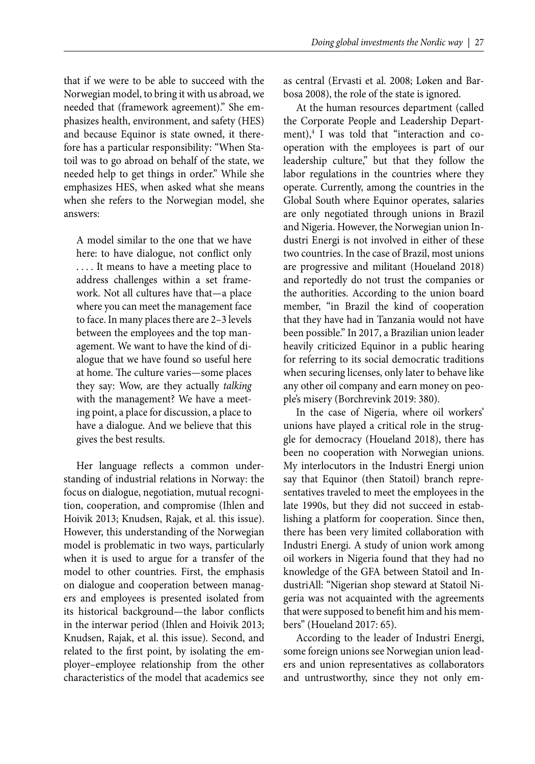that if we were to be able to succeed with the Norwegian model, to bring it with us abroad, we needed that (framework agreement)." She emphasizes health, environment, and safety (HES) and because Equinor is state owned, it therefore has a particular responsibility: "When Statoil was to go abroad on behalf of the state, we needed help to get things in order." While she emphasizes HES, when asked what she means when she refers to the Norwegian model, she answers:

> A model similar to the one that we have here: to have dialogue, not conflict only . . . . It means to have a meeting place to address challenges within a set framework. Not all cultures have that—a place where you can meet the management face to face. In many places there are 2–3 levels between the employees and the top management. We want to have the kind of dialogue that we have found so useful here at home. The culture varies—some places they say: Wow, are they actually *talking* with the management? We have a meeting point, a place for discussion, a place to have a dialogue. And we believe that this gives the best results.

Her language reflects a common understanding of industrial relations in Norway: the focus on dialogue, negotiation, mutual recognition, cooperation, and compromise (Ihlen and Hoivik 2013; Knudsen, Rajak, et al. this issue). However, this understanding of the Norwegian model is problematic in two ways, particularly when it is used to argue for a transfer of the model to other countries. First, the emphasis on dialogue and cooperation between managers and employees is presented isolated from its historical background—the labor conflicts in the interwar period (Ihlen and Hoivik 2013; Knudsen, Rajak, et al. this issue). Second, and related to the first point, by isolating the employer–employee relationship from the other characteristics of the model that academics see as central (Ervasti et al. 2008; Løken and Barbosa 2008), the role of the state is ignored.

At the human resources department (called the Corporate People and Leadership Department),[4] I was told that "interaction and cooperation with the employees is part of our leadership culture," but that they follow the labor regulations in the countries where they operate. Currently, among the countries in the Global South where Equinor operates, salaries are only negotiated through unions in Brazil and Nigeria. However, the Norwegian union Industri Energi is not involved in either of these two countries. In the case of Brazil, most unions are progressive and militant (Houeland 2018) and reportedly do not trust the companies or the authorities. According to the union board member, "in Brazil the kind of cooperation that they have had in Tanzania would not have been possible." In 2017, a Brazilian union leader heavily criticized Equinor in a public hearing for referring to its social democratic traditions when securing licenses, only later to behave like any other oil company and earn money on people's misery (Borchrevink 2019: 380).

In the case of Nigeria, where oil workers' unions have played a critical role in the struggle for democracy (Houeland 2018), there has been no cooperation with Norwegian unions. My interlocutors in the Industri Energi union say that Equinor (then Statoil) branch representatives traveled to meet the employees in the late 1990s, but they did not succeed in establishing a platform for cooperation. Since then, there has been very limited collaboration with Industri Energi. A study of union work among oil workers in Nigeria found that they had no knowledge of the GFA between Statoil and IndustriAll: "Nigerian shop steward at Statoil Nigeria was not acquainted with the agreements that were supposed to benefit him and his members" (Houeland 2017: 65).

According to the leader of Industri Energi, some foreign unions see Norwegian union leaders and union representatives as collaborators and untrustworthy, since they not only em-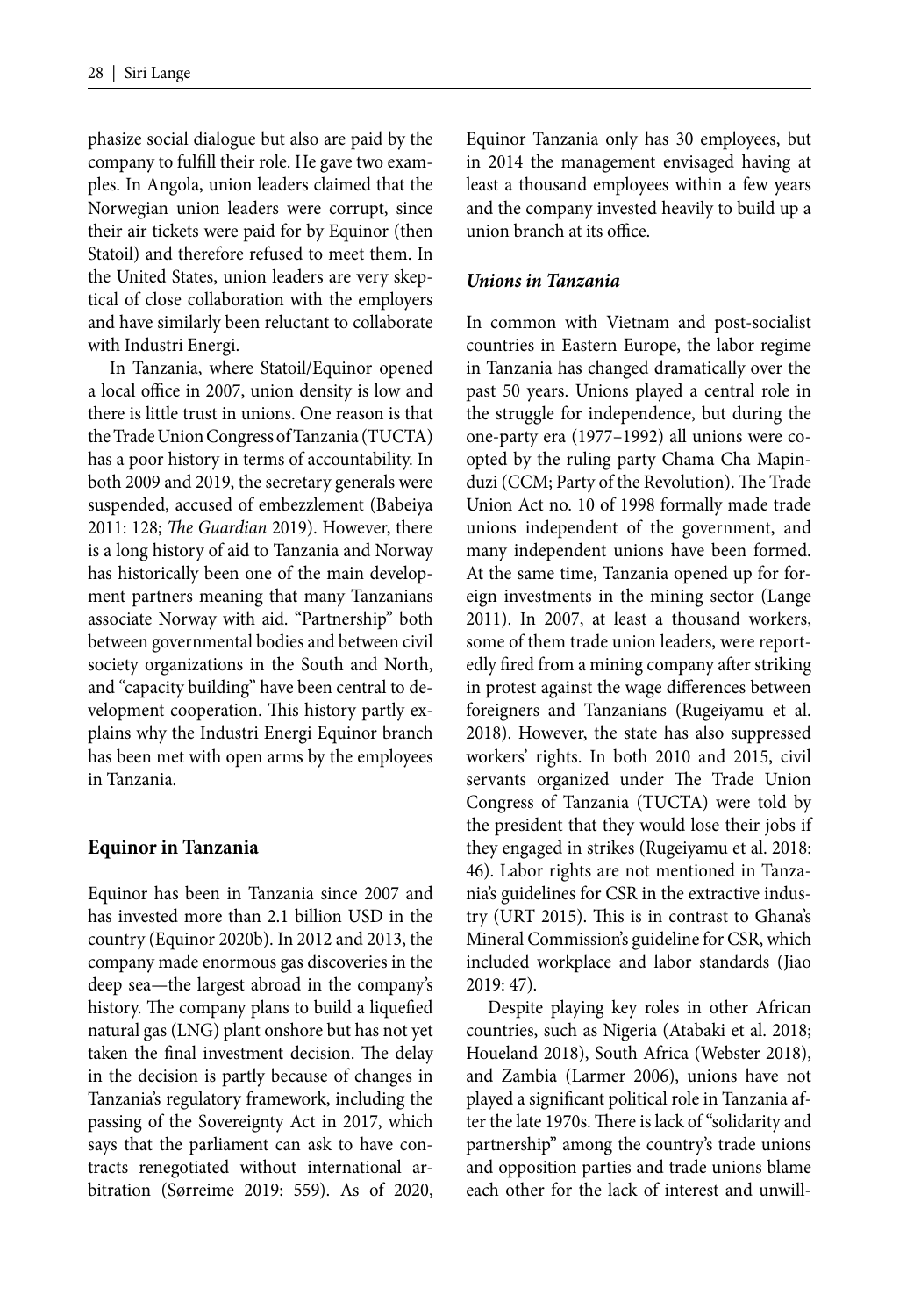phasize social dialogue but also are paid by the company to fulfill their role. He gave two examples. In Angola, union leaders claimed that the Norwegian union leaders were corrupt, since their air tickets were paid for by Equinor (then Statoil) and therefore refused to meet them. In the United States, union leaders are very skeptical of close collaboration with the employers and have similarly been reluctant to collaborate with Industri Energi.

In Tanzania, where Statoil/Equinor opened a local office in 2007, union density is low and there is little trust in unions. One reason is that the Trade Union Congress of Tanzania (TUCTA) has a poor history in terms of accountability. In both 2009 and 2019, the secretary generals were suspended, accused of embezzlement (Babeiya 2011: 128; *The Guardian* 2019). However, there is a long history of aid to Tanzania and Norway has historically been one of the main development partners meaning that many Tanzanians associate Norway with aid. "Partnership" both between governmental bodies and between civil society organizations in the South and North, and "capacity building" have been central to development cooperation. This history partly explains why the Industri Energi Equinor branch has been met with open arms by the employees in Tanzania.

## Equinor in Tanzania

Equinor has been in Tanzania since 2007 and has invested more than 2.1 billion USD in the country (Equinor 2020b). In 2012 and 2013, the company made enormous gas discoveries in the deep sea—the largest abroad in the company's history. The company plans to build a liquefied natural gas (LNG) plant onshore but has not yet taken the final investment decision. The delay in the decision is partly because of changes in Tanzania's regulatory framework, including the passing of the Sovereignty Act in 2017, which says that the parliament can ask to have contracts renegotiated without international arbitration (Sørreime 2019: 559). As of 2020, Equinor Tanzania only has 30 employees, but in 2014 the management envisaged having at least a thousand employees within a few years and the company invested heavily to build up a union branch at its office.

### *Unions in Tanzania*

In common with Vietnam and post-socialist countries in Eastern Europe, the labor regime in Tanzania has changed dramatically over the past 50 years. Unions played a central role in the struggle for independence, but during the one-party era (1977–1992) all unions were coopted by the ruling party Chama Cha Mapinduzi (CCM; Party of the Revolution). The Trade Union Act no. 10 of 1998 formally made trade unions independent of the government, and many independent unions have been formed. At the same time, Tanzania opened up for foreign investments in the mining sector (Lange 2011). In 2007, at least a thousand workers, some of them trade union leaders, were reportedly fired from a mining company after striking in protest against the wage differences between foreigners and Tanzanians (Rugeiyamu et al. 2018). However, the state has also suppressed workers' rights. In both 2010 and 2015, civil servants organized under The Trade Union Congress of Tanzania (TUCTA) were told by the president that they would lose their jobs if they engaged in strikes (Rugeiyamu et al. 2018: 46). Labor rights are not mentioned in Tanzania's guidelines for CSR in the extractive industry (URT 2015). This is in contrast to Ghana's Mineral Commission's guideline for CSR, which included workplace and labor standards (Jiao 2019: 47).

Despite playing key roles in other African countries, such as Nigeria (Atabaki et al. 2018; Houeland 2018), South Africa (Webster 2018), and Zambia (Larmer 2006), unions have not played a significant political role in Tanzania after the late 1970s. There is lack of "solidarity and partnership" among the country's trade unions and opposition parties and trade unions blame each other for the lack of interest and unwill-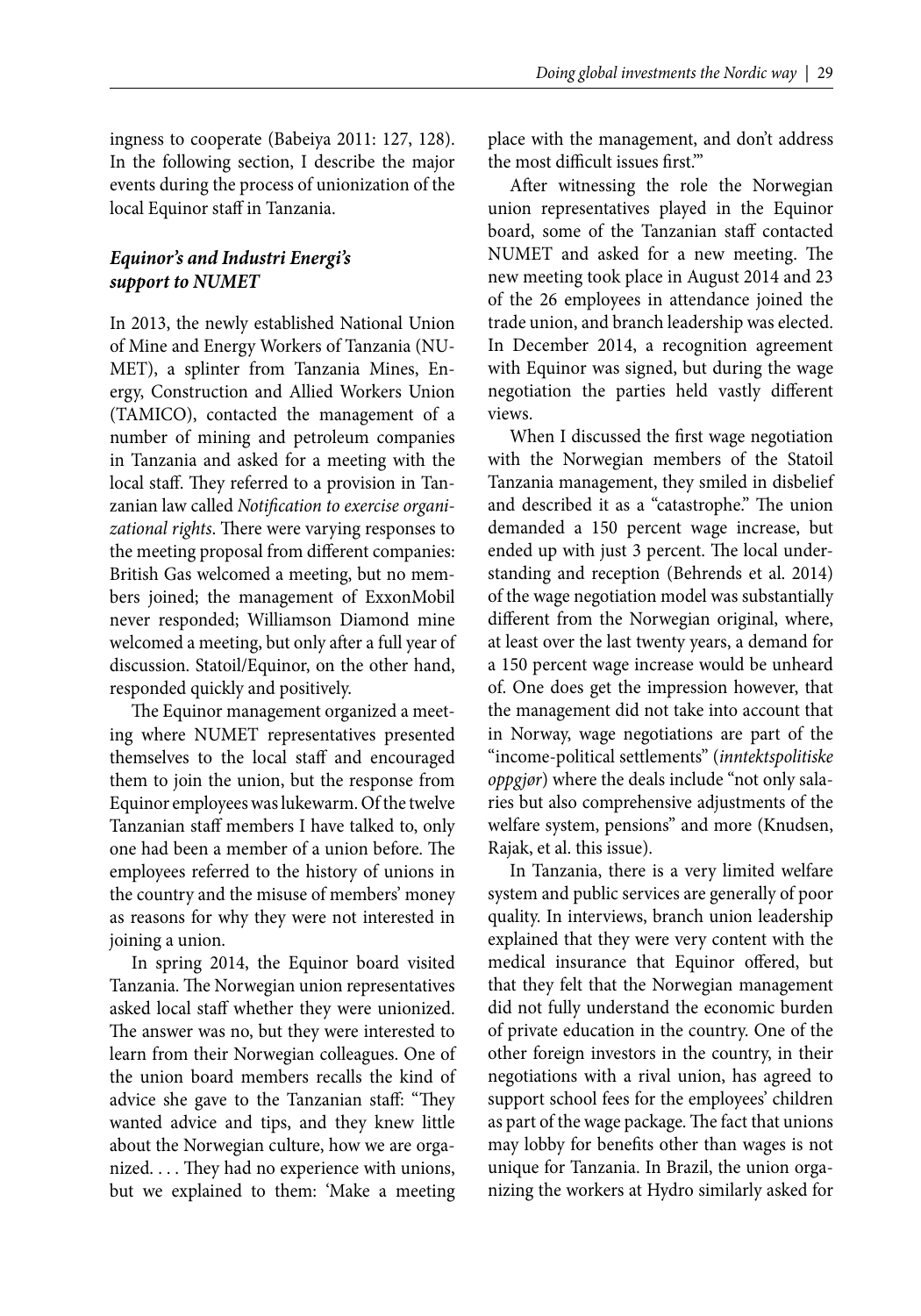ingness to cooperate (Babeiya 2011: 127, 128). In the following section, I describe the major events during the process of unionization of the local Equinor staff in Tanzania.

### *Equinor's and Industri Energi's support to NUMET*

In 2013, the newly established National Union of Mine and Energy Workers of Tanzania (NUMET), a splinter from Tanzania Mines, Energy, Construction and Allied Workers Union (TAMICO), contacted the management of a number of mining and petroleum companies in Tanzania and asked for a meeting with the local staff. They referred to a provision in Tanzanian law called *Notification to exercise organizational rights*. There were varying responses to the meeting proposal from different companies: British Gas welcomed a meeting, but no members joined; the management of ExxonMobil never responded; Williamson Diamond mine welcomed a meeting, but only after a full year of discussion. Statoil/Equinor, on the other hand, responded quickly and positively.

The Equinor management organized a meeting where NUMET representatives presented themselves to the local staff and encouraged them to join the union, but the response from Equinor employees was lukewarm. Of the twelve Tanzanian staff members I have talked to, only one had been a member of a union before. The employees referred to the history of unions in the country and the misuse of members' money as reasons for why they were not interested in joining a union.

In spring 2014, the Equinor board visited Tanzania. The Norwegian union representatives asked local staff whether they were unionized. The answer was no, but they were interested to learn from their Norwegian colleagues. One of the union board members recalls the kind of advice she gave to the Tanzanian staff: "They wanted advice and tips, and they knew little about the Norwegian culture, how we are organized. . . . They had no experience with unions, but we explained to them: 'Make a meeting place with the management, and don't address the most difficult issues first.'"

After witnessing the role the Norwegian union representatives played in the Equinor board, some of the Tanzanian staff contacted NUMET and asked for a new meeting. The new meeting took place in August 2014 and 23 of the 26 employees in attendance joined the trade union, and branch leadership was elected. In December 2014, a recognition agreement with Equinor was signed, but during the wage negotiation the parties held vastly different views.

When I discussed the first wage negotiation with the Norwegian members of the Statoil Tanzania management, they smiled in disbelief and described it as a "catastrophe." The union demanded a 150 percent wage increase, but ended up with just 3 percent. The local understanding and reception (Behrends et al. 2014) of the wage negotiation model was substantially different from the Norwegian original, where, at least over the last twenty years, a demand for a 150 percent wage increase would be unheard of. One does get the impression however, that the management did not take into account that in Norway, wage negotiations are part of the "income-political settlements" (*inntektspolitiske oppgjør*) where the deals include "not only salaries but also comprehensive adjustments of the welfare system, pensions" and more (Knudsen, Rajak, et al. this issue).

In Tanzania, there is a very limited welfare system and public services are generally of poor quality. In interviews, branch union leadership explained that they were very content with the medical insurance that Equinor offered, but that they felt that the Norwegian management did not fully understand the economic burden of private education in the country. One of the other foreign investors in the country, in their negotiations with a rival union, has agreed to support school fees for the employees' children as part of the wage package. The fact that unions may lobby for benefits other than wages is not unique for Tanzania. In Brazil, the union organizing the workers at Hydro similarly asked for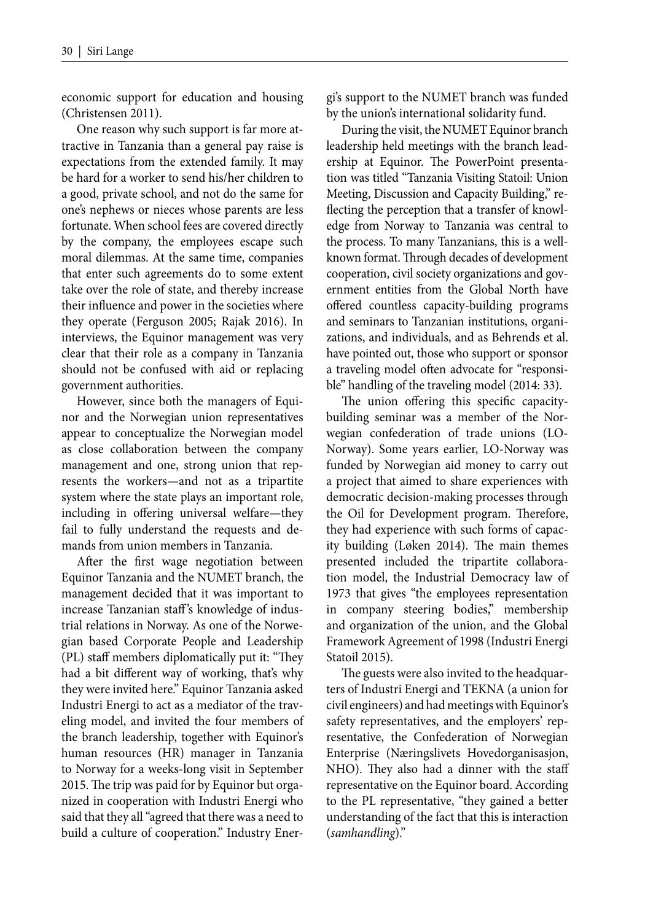economic support for education and housing (Christensen 2011).

One reason why such support is far more attractive in Tanzania than a general pay raise is expectations from the extended family. It may be hard for a worker to send his/her children to a good, private school, and not do the same for one's nephews or nieces whose parents are less fortunate. When school fees are covered directly by the company, the employees escape such moral dilemmas. At the same time, companies that enter such agreements do to some extent take over the role of state, and thereby increase their influence and power in the societies where they operate (Ferguson 2005; Rajak 2016). In interviews, the Equinor management was very clear that their role as a company in Tanzania should not be confused with aid or replacing government authorities.

However, since both the managers of Equinor and the Norwegian union representatives appear to conceptualize the Norwegian model as close collaboration between the company management and one, strong union that represents the workers—and not as a tripartite system where the state plays an important role, including in offering universal welfare—they fail to fully understand the requests and demands from union members in Tanzania.

After the first wage negotiation between Equinor Tanzania and the NUMET branch, the management decided that it was important to increase Tanzanian staff's knowledge of industrial relations in Norway. As one of the Norwegian based Corporate People and Leadership (PL) staff members diplomatically put it: "They had a bit different way of working, that's why they were invited here." Equinor Tanzania asked Industri Energi to act as a mediator of the traveling model, and invited the four members of the branch leadership, together with Equinor's human resources (HR) manager in Tanzania to Norway for a weeks-long visit in September 2015. The trip was paid for by Equinor but organized in cooperation with Industri Energi who said that they all "agreed that there was a need to build a culture of cooperation." Industry Energi's support to the NUMET branch was funded by the union's international solidarity fund.

During the visit, the NUMET Equinor branch leadership held meetings with the branch leadership at Equinor. The PowerPoint presentation was titled "Tanzania Visiting Statoil: Union Meeting, Discussion and Capacity Building," reflecting the perception that a transfer of knowledge from Norway to Tanzania was central to the process. To many Tanzanians, this is a well-known format. Through decades of development cooperation, civil society organizations and government entities from the Global North have offered countless capacity-building programs and seminars to Tanzanian institutions, organizations, and individuals, and as Behrends et al. have pointed out, those who support or sponsor a traveling model often advocate for "responsible" handling of the traveling model (2014: 33).

The union offering this specific capacity-building seminar was a member of the Norwegian confederation of trade unions (LO-Norway). Some years earlier, LO-Norway was funded by Norwegian aid money to carry out a project that aimed to share experiences with democratic decision-making processes through the Oil for Development program. Therefore, they had experience with such forms of capacity building (Løken 2014). The main themes presented included the tripartite collaboration model, the Industrial Democracy law of 1973 that gives "the employees representation in company steering bodies," membership and organization of the union, and the Global Framework Agreement of 1998 (Industri Energi Statoil 2015).

The guests were also invited to the headquarters of Industri Energi and TEKNA (a union for civil engineers) and had meetings with Equinor's safety representatives, and the employers' representative, the Confederation of Norwegian Enterprise (Næringslivets Hovedorganisasjon, NHO). They also had a dinner with the staff representative on the Equinor board. According to the PL representative, "they gained a better understanding of the fact that this is interaction (*samhandling*)."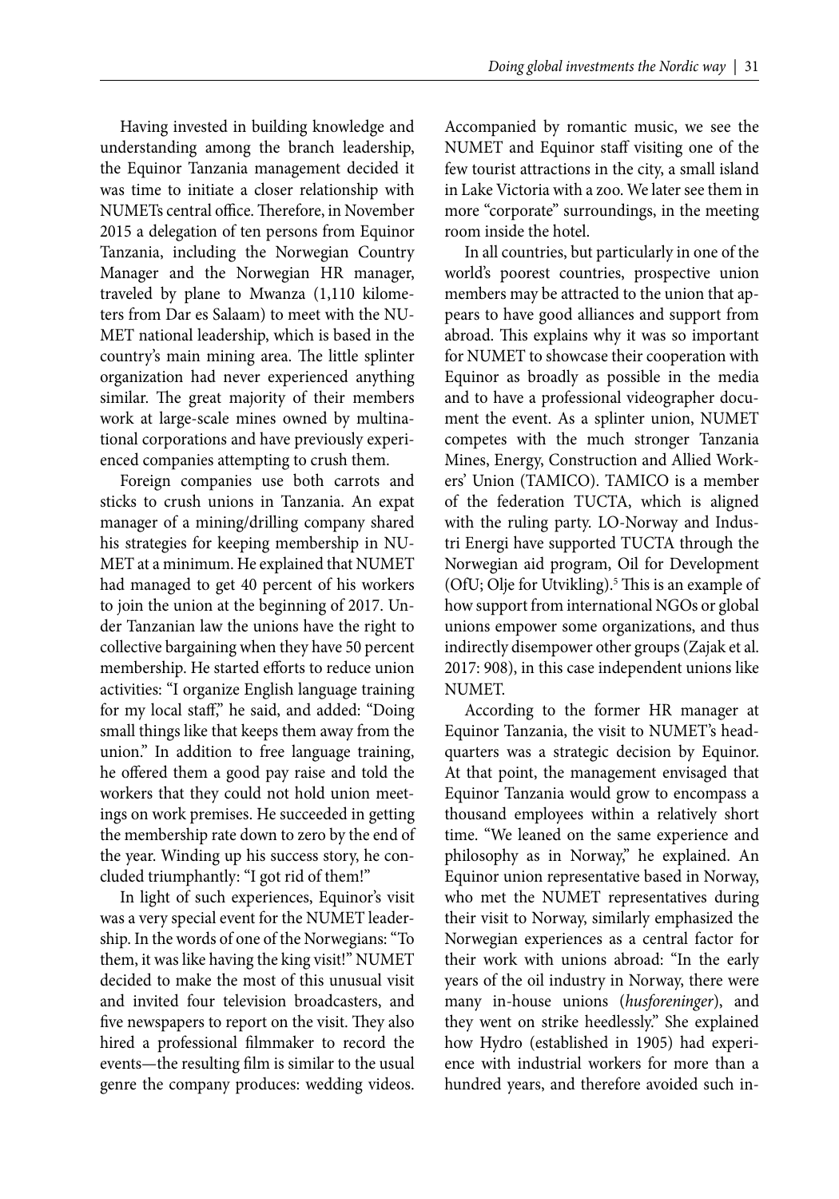Having invested in building knowledge and understanding among the branch leadership, the Equinor Tanzania management decided it was time to initiate a closer relationship with NUMETs central office. Therefore, in November 2015 a delegation of ten persons from Equinor Tanzania, including the Norwegian Country Manager and the Norwegian HR manager, traveled by plane to Mwanza (1,110 kilometers from Dar es Salaam) to meet with the NUMET national leadership, which is based in the country's main mining area. The little splinter organization had never experienced anything similar. The great majority of their members work at large-scale mines owned by multinational corporations and have previously experienced companies attempting to crush them.

Foreign companies use both carrots and sticks to crush unions in Tanzania. An expat manager of a mining/drilling company shared his strategies for keeping membership in NUMET at a minimum. He explained that NUMET had managed to get 40 percent of his workers to join the union at the beginning of 2017. Under Tanzanian law the unions have the right to collective bargaining when they have 50 percent membership. He started efforts to reduce union activities: "I organize English language training for my local staff," he said, and added: "Doing small things like that keeps them away from the union." In addition to free language training, he offered them a good pay raise and told the workers that they could not hold union meetings on work premises. He succeeded in getting the membership rate down to zero by the end of the year. Winding up his success story, he concluded triumphantly: "I got rid of them!"

In light of such experiences, Equinor's visit was a very special event for the NUMET leadership. In the words of one of the Norwegians: "To them, it was like having the king visit!" NUMET decided to make the most of this unusual visit and invited four television broadcasters, and five newspapers to report on the visit. They also hired a professional filmmaker to record the events—the resulting film is similar to the usual genre the company produces: wedding videos. Accompanied by romantic music, we see the NUMET and Equinor staff visiting one of the few tourist attractions in the city, a small island in Lake Victoria with a zoo. We later see them in more "corporate" surroundings, in the meeting room inside the hotel.

In all countries, but particularly in one of the world's poorest countries, prospective union members may be attracted to the union that appears to have good alliances and support from abroad. This explains why it was so important for NUMET to showcase their cooperation with Equinor as broadly as possible in the media and to have a professional videographer document the event. As a splinter union, NUMET competes with the much stronger Tanzania Mines, Energy, Construction and Allied Workers' Union (TAMICO). TAMICO is a member of the federation TUCTA, which is aligned with the ruling party. LO-Norway and Industri Energi have supported TUCTA through the Norwegian aid program, Oil for Development (OfU; Olje for Utvikling).[5] This is an example of how support from international NGOs or global unions empower some organizations, and thus indirectly disempower other groups (Zajak et al. 2017: 908), in this case independent unions like NUMET.

According to the former HR manager at Equinor Tanzania, the visit to NUMET's headquarters was a strategic decision by Equinor. At that point, the management envisaged that Equinor Tanzania would grow to encompass a thousand employees within a relatively short time. "We leaned on the same experience and philosophy as in Norway," he explained. An Equinor union representative based in Norway, who met the NUMET representatives during their visit to Norway, similarly emphasized the Norwegian experiences as a central factor for their work with unions abroad: "In the early years of the oil industry in Norway, there were many in-house unions (*husforeninger*), and they went on strike heedlessly." She explained how Hydro (established in 1905) had experience with industrial workers for more than a hundred years, and therefore avoided such in-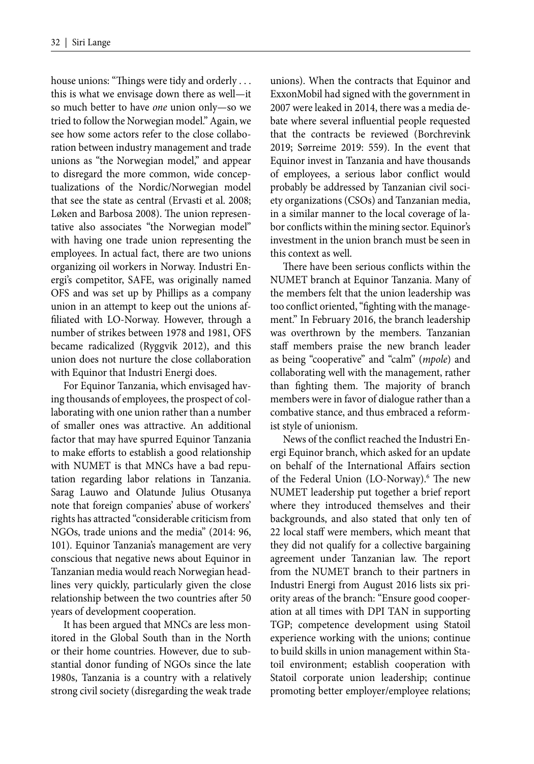house unions: "Things were tidy and orderly . . . this is what we envisage down there as well—it so much better to have *one* union only—so we tried to follow the Norwegian model." Again, we see how some actors refer to the close collaboration between industry management and trade unions as "the Norwegian model," and appear to disregard the more common, wide conceptualizations of the Nordic/Norwegian model that see the state as central (Ervasti et al. 2008; Løken and Barbosa 2008). The union representative also associates "the Norwegian model" with having one trade union representing the employees. In actual fact, there are two unions organizing oil workers in Norway. Industri Energi's competitor, SAFE, was originally named OFS and was set up by Phillips as a company union in an attempt to keep out the unions affiliated with LO-Norway. However, through a number of strikes between 1978 and 1981, OFS became radicalized (Ryggvik 2012), and this union does not nurture the close collaboration with Equinor that Industri Energi does.

For Equinor Tanzania, which envisaged having thousands of employees, the prospect of collaborating with one union rather than a number of smaller ones was attractive. An additional factor that may have spurred Equinor Tanzania to make efforts to establish a good relationship with NUMET is that MNCs have a bad reputation regarding labor relations in Tanzania. Sarag Lauwo and Olatunde Julius Otusanya note that foreign companies' abuse of workers' rights has attracted "considerable criticism from NGOs, trade unions and the media" (2014: 96, 101). Equinor Tanzania's management are very conscious that negative news about Equinor in Tanzanian media would reach Norwegian headlines very quickly, particularly given the close relationship between the two countries after 50 years of development cooperation.

It has been argued that MNCs are less monitored in the Global South than in the North or their home countries. However, due to substantial donor funding of NGOs since the late 1980s, Tanzania is a country with a relatively strong civil society (disregarding the weak trade unions). When the contracts that Equinor and ExxonMobil had signed with the government in 2007 were leaked in 2014, there was a media debate where several influential people requested that the contracts be reviewed (Borchrevink 2019; Sørreime 2019: 559). In the event that Equinor invest in Tanzania and have thousands of employees, a serious labor conflict would probably be addressed by Tanzanian civil society organizations (CSOs) and Tanzanian media, in a similar manner to the local coverage of labor conflicts within the mining sector. Equinor's investment in the union branch must be seen in this context as well.

There have been serious conflicts within the NUMET branch at Equinor Tanzania. Many of the members felt that the union leadership was too conflict oriented, "fighting with the management." In February 2016, the branch leadership was overthrown by the members. Tanzanian staff members praise the new branch leader as being "cooperative" and "calm" (*mpole*) and collaborating well with the management, rather than fighting them. The majority of branch members were in favor of dialogue rather than a combative stance, and thus embraced a reformist style of unionism.

News of the conflict reached the Industri Energi Equinor branch, which asked for an update on behalf of the International Affairs section of the Federal Union (LO-Norway).[6] The new NUMET leadership put together a brief report where they introduced themselves and their backgrounds, and also stated that only ten of 22 local staff were members, which meant that they did not qualify for a collective bargaining agreement under Tanzanian law. The report from the NUMET branch to their partners in Industri Energi from August 2016 lists six priority areas of the branch: "Ensure good cooperation at all times with DPI TAN in supporting TGP; competence development using Statoil experience working with the unions; continue to build skills in union management within Statoil environment; establish cooperation with Statoil corporate union leadership; continue promoting better employer/employee relations;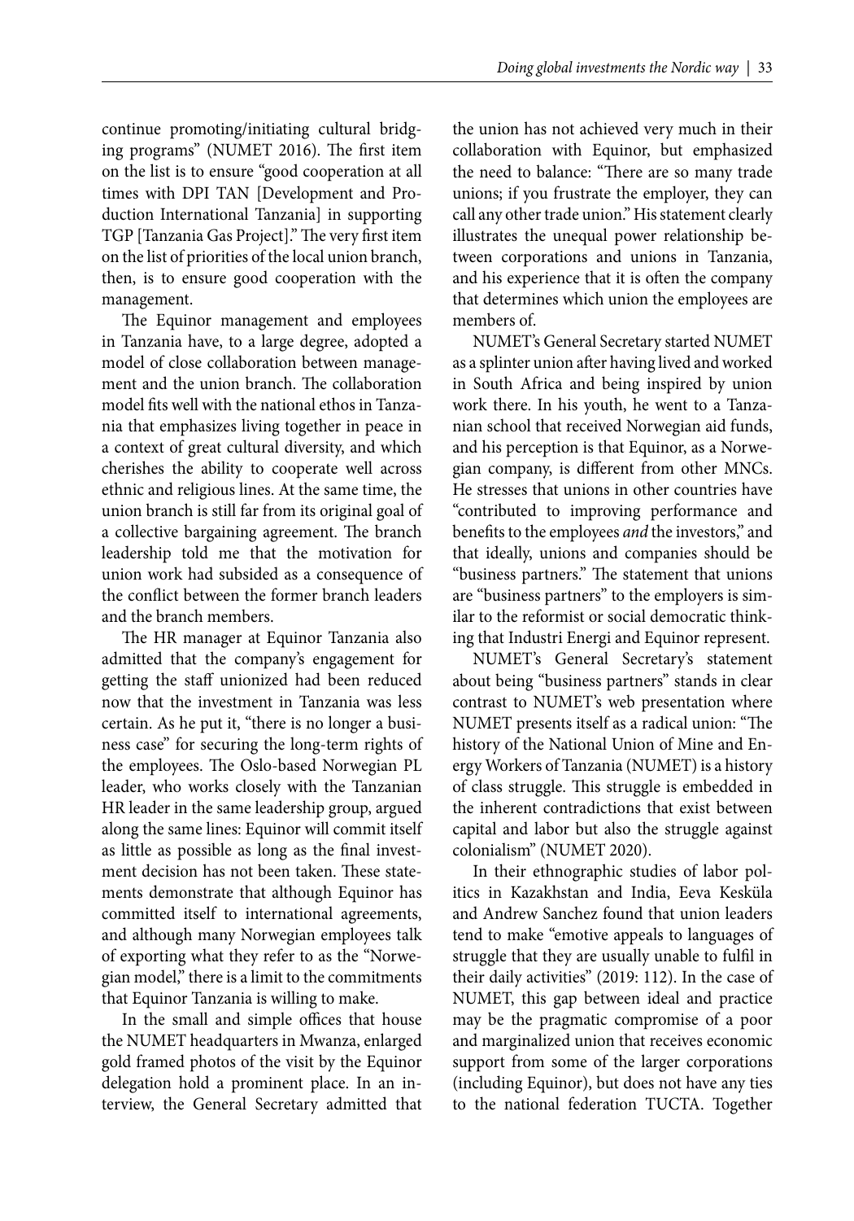continue promoting/initiating cultural bridging programs" (NUMET 2016). The first item on the list is to ensure "good cooperation at all times with DPI TAN [Development and Production International Tanzania] in supporting TGP [Tanzania Gas Project]." The very first item on the list of priorities of the local union branch, then, is to ensure good cooperation with the management.

The Equinor management and employees in Tanzania have, to a large degree, adopted a model of close collaboration between management and the union branch. The collaboration model fits well with the national ethos in Tanzania that emphasizes living together in peace in a context of great cultural diversity, and which cherishes the ability to cooperate well across ethnic and religious lines. At the same time, the union branch is still far from its original goal of a collective bargaining agreement. The branch leadership told me that the motivation for union work had subsided as a consequence of the conflict between the former branch leaders and the branch members.

The HR manager at Equinor Tanzania also admitted that the company's engagement for getting the staff unionized had been reduced now that the investment in Tanzania was less certain. As he put it, "there is no longer a business case" for securing the long-term rights of the employees. The Oslo-based Norwegian PL leader, who works closely with the Tanzanian HR leader in the same leadership group, argued along the same lines: Equinor will commit itself as little as possible as long as the final investment decision has not been taken. These statements demonstrate that although Equinor has committed itself to international agreements, and although many Norwegian employees talk of exporting what they refer to as the "Norwegian model," there is a limit to the commitments that Equinor Tanzania is willing to make.

In the small and simple offices that house the NUMET headquarters in Mwanza, enlarged gold framed photos of the visit by the Equinor delegation hold a prominent place. In an interview, the General Secretary admitted that the union has not achieved very much in their collaboration with Equinor, but emphasized the need to balance: "There are so many trade unions; if you frustrate the employer, they can call any other trade union." His statement clearly illustrates the unequal power relationship between corporations and unions in Tanzania, and his experience that it is often the company that determines which union the employees are members of.

NUMET's General Secretary started NUMET as a splinter union after having lived and worked in South Africa and being inspired by union work there. In his youth, he went to a Tanzanian school that received Norwegian aid funds, and his perception is that Equinor, as a Norwegian company, is different from other MNCs. He stresses that unions in other countries have "contributed to improving performance and benefits to the employees *and* the investors," and that ideally, unions and companies should be "business partners." The statement that unions are "business partners" to the employers is similar to the reformist or social democratic thinking that Industri Energi and Equinor represent.

NUMET's General Secretary's statement about being "business partners" stands in clear contrast to NUMET's web presentation where NUMET presents itself as a radical union: "The history of the National Union of Mine and Energy Workers of Tanzania (NUMET) is a history of class struggle. This struggle is embedded in the inherent contradictions that exist between capital and labor but also the struggle against colonialism" (NUMET 2020).

In their ethnographic studies of labor politics in Kazakhstan and India, Eeva Kesküla and Andrew Sanchez found that union leaders tend to make "emotive appeals to languages of struggle that they are usually unable to fulfil in their daily activities" (2019: 112). In the case of NUMET, this gap between ideal and practice may be the pragmatic compromise of a poor and marginalized union that receives economic support from some of the larger corporations (including Equinor), but does not have any ties to the national federation TUCTA. Together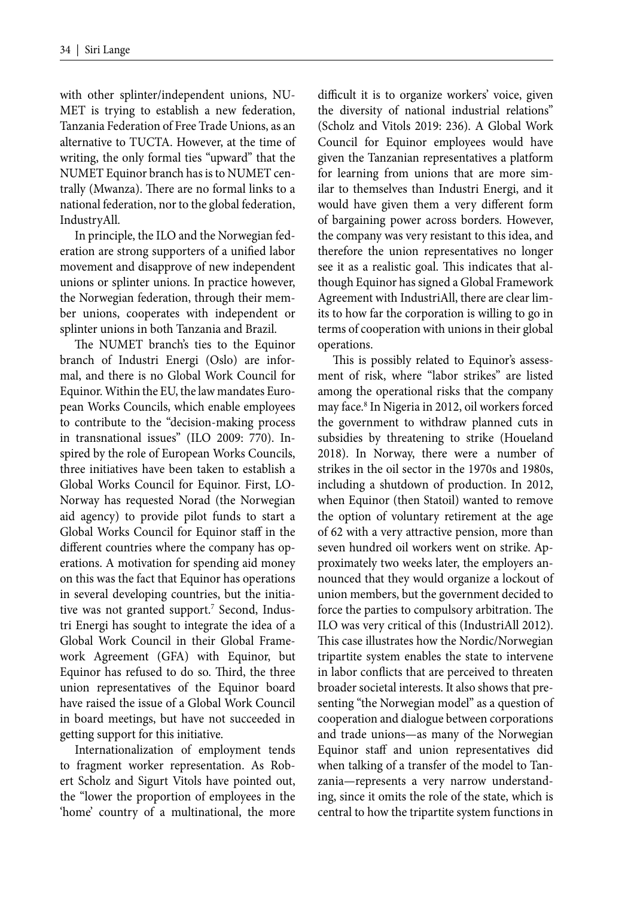with other splinter/independent unions, NUMET is trying to establish a new federation, Tanzania Federation of Free Trade Unions, as an alternative to TUCTA. However, at the time of writing, the only formal ties "upward" that the NUMET Equinor branch has is to NUMET centrally (Mwanza). There are no formal links to a national federation, nor to the global federation, IndustryAll.

In principle, the ILO and the Norwegian federation are strong supporters of a unified labor movement and disapprove of new independent unions or splinter unions. In practice however, the Norwegian federation, through their member unions, cooperates with independent or splinter unions in both Tanzania and Brazil.

The NUMET branch's ties to the Equinor branch of Industri Energi (Oslo) are informal, and there is no Global Work Council for Equinor. Within the EU, the law mandates European Works Councils, which enable employees to contribute to the "decision-making process in transnational issues" (ILO 2009: 770). Inspired by the role of European Works Councils, three initiatives have been taken to establish a Global Works Council for Equinor. First, LO-Norway has requested Norad (the Norwegian aid agency) to provide pilot funds to start a Global Works Council for Equinor staff in the different countries where the company has operations. A motivation for spending aid money on this was the fact that Equinor has operations in several developing countries, but the initiative was not granted support.[7] Second, Industri Energi has sought to integrate the idea of a Global Work Council in their Global Framework Agreement (GFA) with Equinor, but Equinor has refused to do so. Third, the three union representatives of the Equinor board have raised the issue of a Global Work Council in board meetings, but have not succeeded in getting support for this initiative.

Internationalization of employment tends to fragment worker representation. As Robert Scholz and Sigurt Vitols have pointed out, the "lower the proportion of employees in the 'home' country of a multinational, the more difficult it is to organize workers' voice, given the diversity of national industrial relations" (Scholz and Vitols 2019: 236). A Global Work Council for Equinor employees would have given the Tanzanian representatives a platform for learning from unions that are more similar to themselves than Industri Energi, and it would have given them a very different form of bargaining power across borders. However, the company was very resistant to this idea, and therefore the union representatives no longer see it as a realistic goal. This indicates that although Equinor has signed a Global Framework Agreement with IndustriAll, there are clear limits to how far the corporation is willing to go in terms of cooperation with unions in their global operations.

This is possibly related to Equinor's assessment of risk, where "labor strikes" are listed among the operational risks that the company may face.[8] In Nigeria in 2012, oil workers forced the government to withdraw planned cuts in subsidies by threatening to strike (Houeland 2018). In Norway, there were a number of strikes in the oil sector in the 1970s and 1980s, including a shutdown of production. In 2012, when Equinor (then Statoil) wanted to remove the option of voluntary retirement at the age of 62 with a very attractive pension, more than seven hundred oil workers went on strike. Approximately two weeks later, the employers announced that they would organize a lockout of union members, but the government decided to force the parties to compulsory arbitration. The ILO was very critical of this (IndustriAll 2012). This case illustrates how the Nordic/Norwegian tripartite system enables the state to intervene in labor conflicts that are perceived to threaten broader societal interests. It also shows that presenting "the Norwegian model" as a question of cooperation and dialogue between corporations and trade unions—as many of the Norwegian Equinor staff and union representatives did when talking of a transfer of the model to Tanzania—represents a very narrow understanding, since it omits the role of the state, which is central to how the tripartite system functions in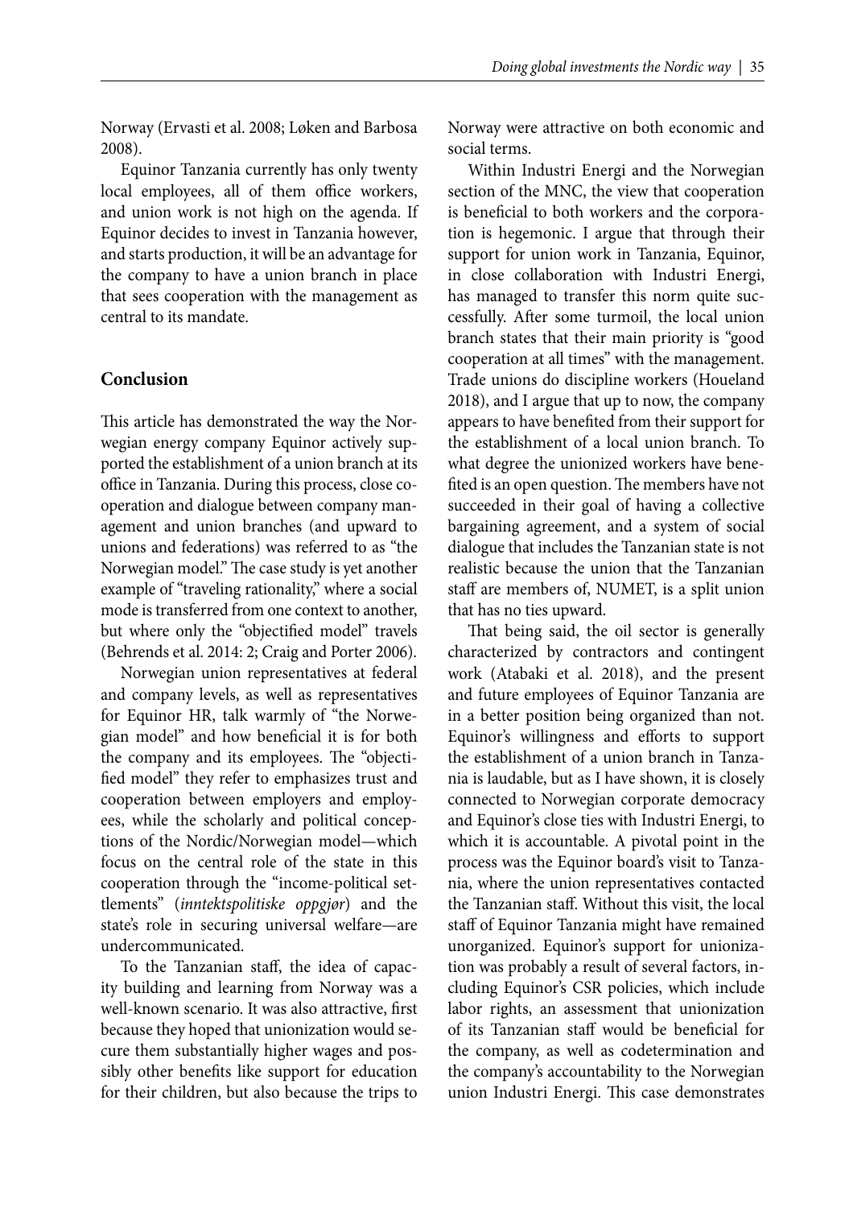Norway (Ervasti et al. 2008; Løken and Barbosa 2008).

Equinor Tanzania currently has only twenty local employees, all of them office workers, and union work is not high on the agenda. If Equinor decides to invest in Tanzania however, and starts production, it will be an advantage for the company to have a union branch in place that sees cooperation with the management as central to its mandate.

## Conclusion

This article has demonstrated the way the Norwegian energy company Equinor actively supported the establishment of a union branch at its office in Tanzania. During this process, close cooperation and dialogue between company management and union branches (and upward to unions and federations) was referred to as "the Norwegian model." The case study is yet another example of "traveling rationality," where a social mode is transferred from one context to another, but where only the "objectified model" travels (Behrends et al. 2014: 2; Craig and Porter 2006).

Norwegian union representatives at federal and company levels, as well as representatives for Equinor HR, talk warmly of "the Norwegian model" and how beneficial it is for both the company and its employees. The "objectified model" they refer to emphasizes trust and cooperation between employers and employees, while the scholarly and political conceptions of the Nordic/Norwegian model—which focus on the central role of the state in this cooperation through the "income-political settlements" (*inntektspolitiske oppgjør*) and the state's role in securing universal welfare—are undercommunicated.

To the Tanzanian staff, the idea of capacity building and learning from Norway was a well-known scenario. It was also attractive, first because they hoped that unionization would secure them substantially higher wages and possibly other benefits like support for education for their children, but also because the trips to Norway were attractive on both economic and social terms.

Within Industri Energi and the Norwegian section of the MNC, the view that cooperation is beneficial to both workers and the corporation is hegemonic. I argue that through their support for union work in Tanzania, Equinor, in close collaboration with Industri Energi, has managed to transfer this norm quite successfully. After some turmoil, the local union branch states that their main priority is "good cooperation at all times" with the management. Trade unions do discipline workers (Houeland 2018), and I argue that up to now, the company appears to have benefited from their support for the establishment of a local union branch. To what degree the unionized workers have benefited is an open question. The members have not succeeded in their goal of having a collective bargaining agreement, and a system of social dialogue that includes the Tanzanian state is not realistic because the union that the Tanzanian staff are members of, NUMET, is a split union that has no ties upward.

That being said, the oil sector is generally characterized by contractors and contingent work (Atabaki et al. 2018), and the present and future employees of Equinor Tanzania are in a better position being organized than not. Equinor's willingness and efforts to support the establishment of a union branch in Tanzania is laudable, but as I have shown, it is closely connected to Norwegian corporate democracy and Equinor's close ties with Industri Energi, to which it is accountable. A pivotal point in the process was the Equinor board's visit to Tanzania, where the union representatives contacted the Tanzanian staff. Without this visit, the local staff of Equinor Tanzania might have remained unorganized. Equinor's support for unionization was probably a result of several factors, including Equinor's CSR policies, which include labor rights, an assessment that unionization of its Tanzanian staff would be beneficial for the company, as well as codetermination and the company's accountability to the Norwegian union Industri Energi. This case demonstrates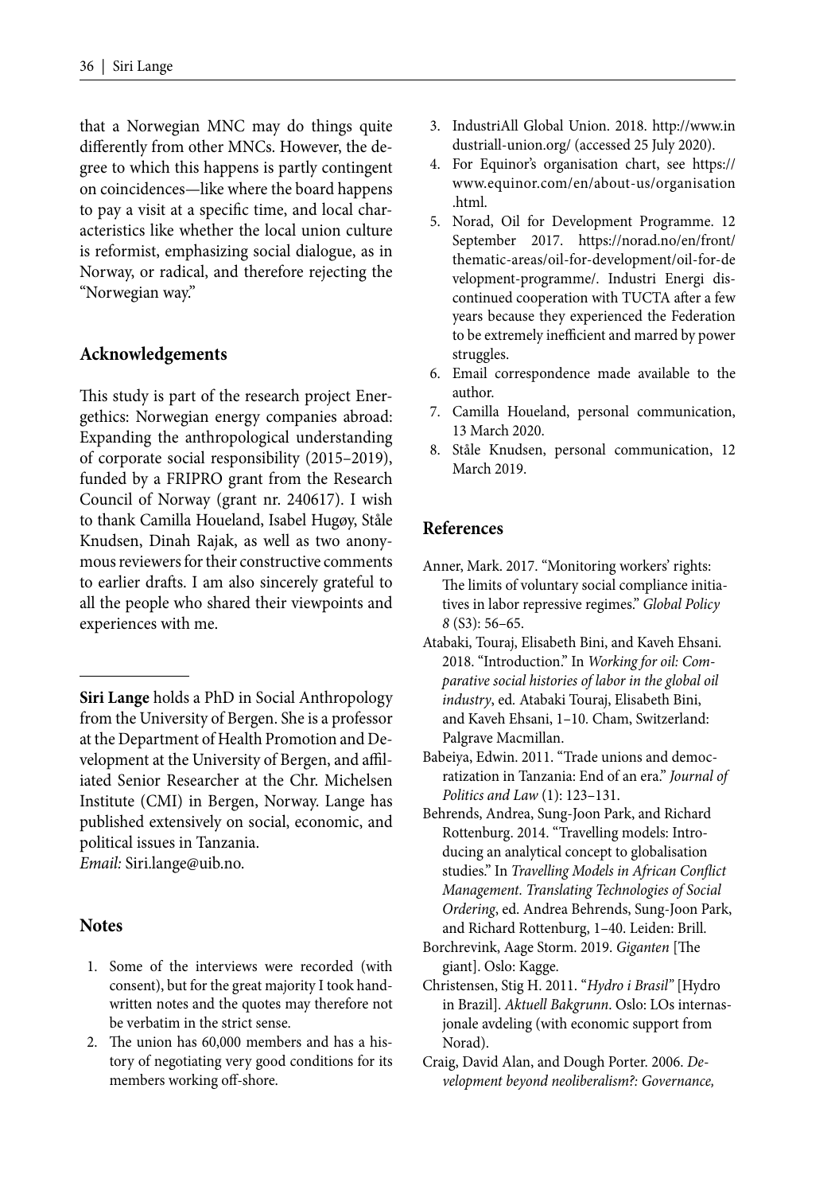that a Norwegian MNC may do things quite differently from other MNCs. However, the degree to which this happens is partly contingent on coincidences—like where the board happens to pay a visit at a specific time, and local characteristics like whether the local union culture is reformist, emphasizing social dialogue, as in Norway, or radical, and therefore rejecting the "Norwegian way."

## Acknowledgements

This study is part of the research project Energethics: Norwegian energy companies abroad: Expanding the anthropological understanding of corporate social responsibility (2015–2019), funded by a FRIPRO grant from the Research Council of Norway (grant nr. 240617). I wish to thank Camilla Houeland, Isabel Hugøy, Ståle Knudsen, Dinah Rajak, as well as two anonymous reviewers for their constructive comments to earlier drafts. I am also sincerely grateful to all the people who shared their viewpoints and experiences with me.

---

**Siri Lange** holds a PhD in Social Anthropology from the University of Bergen. She is a professor at the Department of Health Promotion and Development at the University of Bergen, and affiliated Senior Researcher at the Chr. Michelsen Institute (CMI) in Bergen, Norway. Lange has published extensively on social, economic, and political issues in Tanzania.
*Email:* Siri.lange@uib.no.

## Notes

1. Some of the interviews were recorded (with consent), but for the great majority I took handwritten notes and the quotes may therefore not be verbatim in the strict sense.
2. The union has 60,000 members and has a history of negotiating very good conditions for its members working off-shore.
3. IndustriAll Global Union. 2018. http://www.industriall-union.org/ (accessed 25 July 2020).
4. For Equinor's organisation chart, see https://www.equinor.com/en/about-us/organisation.html.
5. Norad, Oil for Development Programme. 12 September 2017. https://norad.no/en/front/thematic-areas/oil-for-development/oil-for-development-programme/. Industri Energi discontinued cooperation with TUCTA after a few years because they experienced the Federation to be extremely inefficient and marred by power struggles.
6. Email correspondence made available to the author.
7. Camilla Houeland, personal communication, 13 March 2020.
8. Ståle Knudsen, personal communication, 12 March 2019.

## References

Anner, Mark. 2017. "Monitoring workers' rights: The limits of voluntary social compliance initiatives in labor repressive regimes." *Global Policy 8* (S3): 56–65.

Atabaki, Touraj, Elisabeth Bini, and Kaveh Ehsani. 2018. "Introduction." In *Working for oil: Comparative social histories of labor in the global oil industry*, ed. Atabaki Touraj, Elisabeth Bini, and Kaveh Ehsani, 1–10. Cham, Switzerland: Palgrave Macmillan.

Babeiya, Edwin. 2011. "Trade unions and democratization in Tanzania: End of an era." *Journal of Politics and Law* (1): 123–131.

Behrends, Andrea, Sung-Joon Park, and Richard Rottenburg. 2014. "Travelling models: Introducing an analytical concept to globalisation studies." In *Travelling Models in African Conflict Management. Translating Technologies of Social Ordering*, ed. Andrea Behrends, Sung-Joon Park, and Richard Rottenburg, 1–40. Leiden: Brill.

Borchrevink, Aage Storm. 2019. *Giganten* [The giant]. Oslo: Kagge.

Christensen, Stig H. 2011. "*Hydro i Brasil*" [Hydro in Brazil]. *Aktuell Bakgrunn*. Oslo: LOs internasjonale avdeling (with economic support from Norad).

Craig, David Alan, and Dough Porter. 2006. *Development beyond neoliberalism?: Governance,*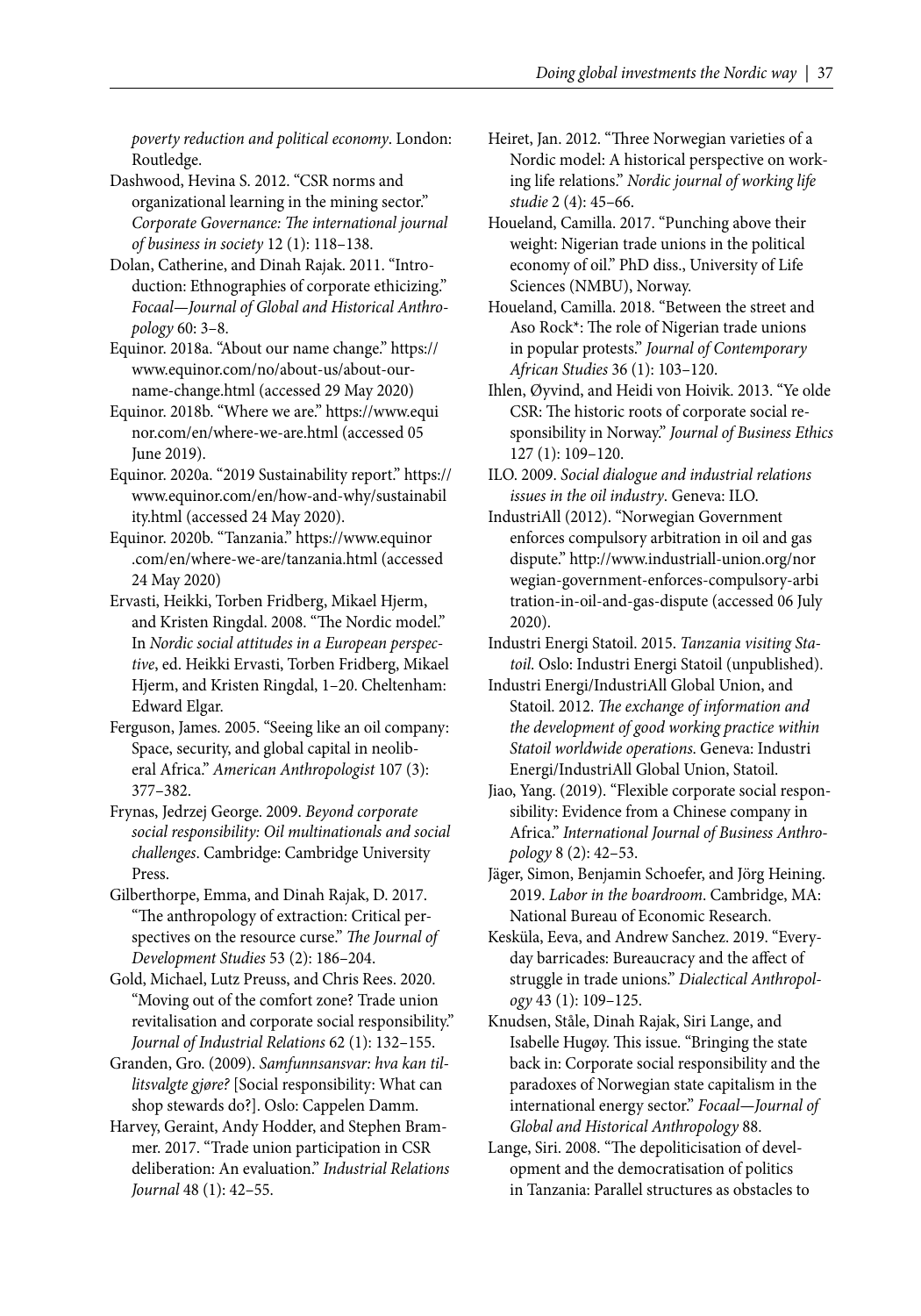*poverty reduction and political economy*. London: Routledge.

Dashwood, Hevina S. 2012. "CSR norms and organizational learning in the mining sector." *Corporate Governance: The international journal of business in society* 12 (1): 118–138.

Dolan, Catherine, and Dinah Rajak. 2011. "Introduction: Ethnographies of corporate ethicizing." *Focaal—Journal of Global and Historical Anthropology* 60: 3–8.

Equinor. 2018a. "About our name change." https://www.equinor.com/no/about-us/about-our-name-change.html (accessed 29 May 2020)

Equinor. 2018b. "Where we are." https://www.equinor.com/en/where-we-are.html (accessed 05 June 2019).

Equinor. 2020a. "2019 Sustainability report." https://www.equinor.com/en/how-and-why/sustainability.html (accessed 24 May 2020).

Equinor. 2020b. "Tanzania." https://www.equinor.com/en/where-we-are/tanzania.html (accessed 24 May 2020)

Ervasti, Heikki, Torben Fridberg, Mikael Hjerm, and Kristen Ringdal. 2008. "The Nordic model." In *Nordic social attitudes in a European perspective*, ed. Heikki Ervasti, Torben Fridberg, Mikael Hjerm, and Kristen Ringdal, 1–20. Cheltenham: Edward Elgar.

Ferguson, James. 2005. "Seeing like an oil company: Space, security, and global capital in neoliberal Africa." *American Anthropologist* 107 (3): 377–382.

Frynas, Jedrzej George. 2009. *Beyond corporate social responsibility: Oil multinationals and social challenges*. Cambridge: Cambridge University Press.

Gilberthorpe, Emma, and Dinah Rajak, D. 2017. "The anthropology of extraction: Critical perspectives on the resource curse." *The Journal of Development Studies* 53 (2): 186–204.

Gold, Michael, Lutz Preuss, and Chris Rees. 2020. "Moving out of the comfort zone? Trade union revitalisation and corporate social responsibility." *Journal of Industrial Relations* 62 (1): 132–155.

Granden, Gro. (2009). *Samfunnsansvar: hva kan tillitsvalgte gjøre?* [Social responsibility: What can shop stewards do?]. Oslo: Cappelen Damm.

Harvey, Geraint, Andy Hodder, and Stephen Brammer. 2017. "Trade union participation in CSR deliberation: An evaluation." *Industrial Relations Journal* 48 (1): 42–55.

Heiret, Jan. 2012. "Three Norwegian varieties of a Nordic model: A historical perspective on working life relations." *Nordic journal of working life studie* 2 (4): 45–66.

Houeland, Camilla. 2017. "Punching above their weight: Nigerian trade unions in the political economy of oil." PhD diss., University of Life Sciences (NMBU), Norway.

Houeland, Camilla. 2018. "Between the street and Aso Rock*: The role of Nigerian trade unions in popular protests." *Journal of Contemporary African Studies* 36 (1): 103–120.

Ihlen, Øyvind, and Heidi von Hoivik. 2013. "Ye olde CSR: The historic roots of corporate social responsibility in Norway." *Journal of Business Ethics* 127 (1): 109–120.

ILO. 2009. *Social dialogue and industrial relations issues in the oil industry*. Geneva: ILO.

IndustriAll (2012). "Norwegian Government enforces compulsory arbitration in oil and gas dispute." http://www.industriall-union.org/norwegian-government-enforces-compulsory-arbitration-in-oil-and-gas-dispute (accessed 06 July 2020).

Industri Energi Statoil. 2015. *Tanzania visiting Statoil*. Oslo: Industri Energi Statoil (unpublished).

Industri Energi/IndustriAll Global Union, and Statoil. 2012. *The exchange of information and the development of good working practice within Statoil worldwide operations*. Geneva: Industri Energi/IndustriAll Global Union, Statoil.

Jiao, Yang. (2019). "Flexible corporate social responsibility: Evidence from a Chinese company in Africa." *International Journal of Business Anthropology* 8 (2): 42–53.

Jäger, Simon, Benjamin Schoefer, and Jörg Heining. 2019. *Labor in the boardroom*. Cambridge, MA: National Bureau of Economic Research.

Kesküla, Eeva, and Andrew Sanchez. 2019. "Everyday barricades: Bureaucracy and the affect of struggle in trade unions." *Dialectical Anthropology* 43 (1): 109–125.

Knudsen, Ståle, Dinah Rajak, Siri Lange, and Isabelle Hugøy. This issue. "Bringing the state back in: Corporate social responsibility and the paradoxes of Norwegian state capitalism in the international energy sector." *Focaal—Journal of Global and Historical Anthropology* 88.

Lange, Siri. 2008. "The depoliticisation of development and the democratisation of politics in Tanzania: Parallel structures as obstacles to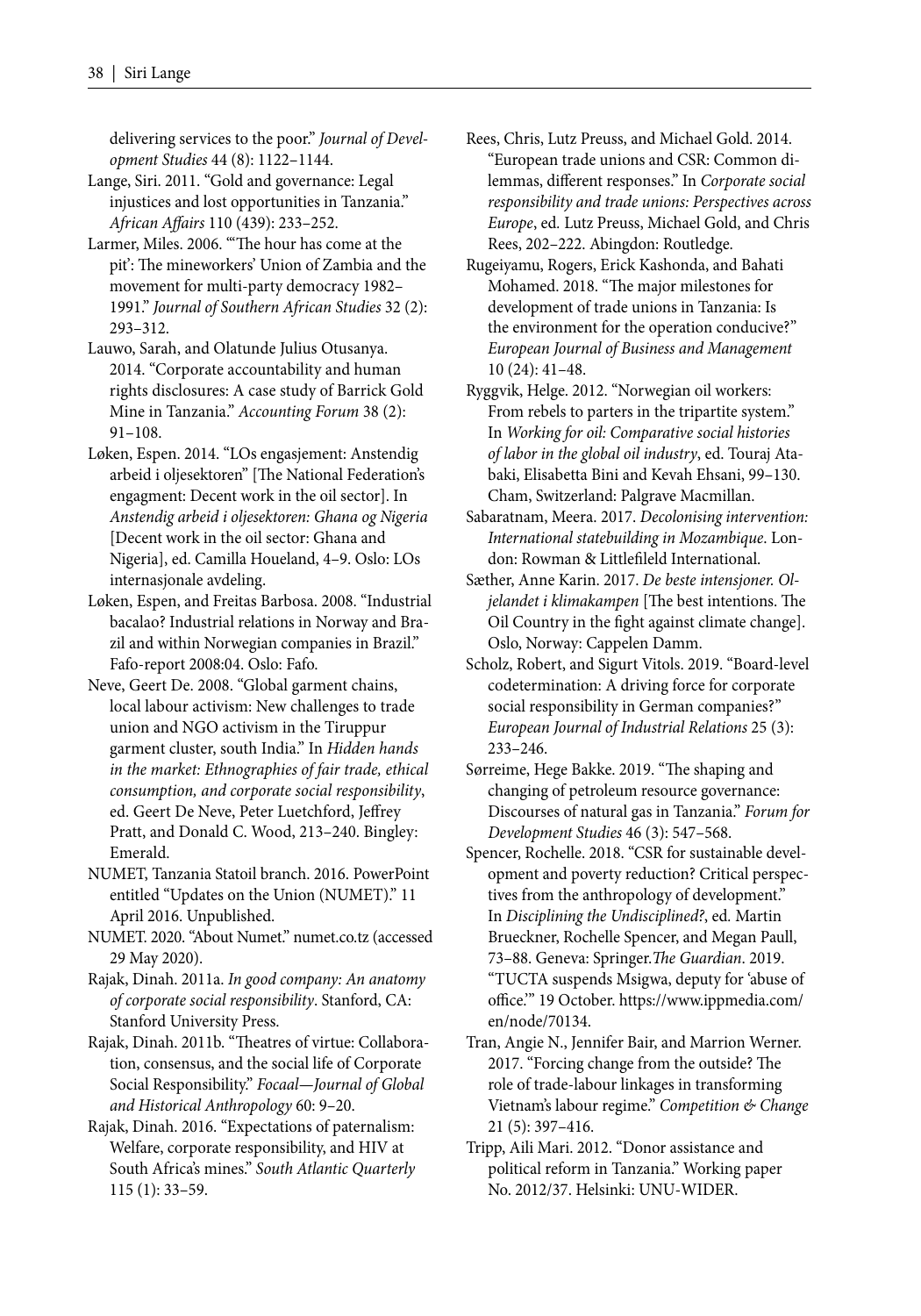delivering services to the poor." *Journal of Development Studies* 44 (8): 1122–1144.

Lange, Siri. 2011. "Gold and governance: Legal injustices and lost opportunities in Tanzania." *African Affairs* 110 (439): 233–252.

Larmer, Miles. 2006. "'The hour has come at the pit': The mineworkers' Union of Zambia and the movement for multi-party democracy 1982–1991." *Journal of Southern African Studies* 32 (2): 293–312.

Lauwo, Sarah, and Olatunde Julius Otusanya. 2014. "Corporate accountability and human rights disclosures: A case study of Barrick Gold Mine in Tanzania." *Accounting Forum* 38 (2): 91–108.

Løken, Espen. 2014. "LOs engasjement: Anstendig arbeid i oljesektoren" [The National Federation's engagment: Decent work in the oil sector]. In *Anstendig arbeid i oljesektoren: Ghana og Nigeria* [Decent work in the oil sector: Ghana and Nigeria], ed. Camilla Houeland, 4–9. Oslo: LOs internasjonale avdeling.

Løken, Espen, and Freitas Barbosa. 2008. "Industrial bacalao? Industrial relations in Norway and Brazil and within Norwegian companies in Brazil." Fafo-report 2008:04. Oslo: Fafo.

Neve, Geert De. 2008. "Global garment chains, local labour activism: New challenges to trade union and NGO activism in the Tiruppur garment cluster, south India." In *Hidden hands in the market: Ethnographies of fair trade, ethical consumption, and corporate social responsibility*, ed. Geert De Neve, Peter Luetchford, Jeffrey Pratt, and Donald C. Wood, 213–240. Bingley: Emerald.

NUMET, Tanzania Statoil branch. 2016. PowerPoint entitled "Updates on the Union (NUMET)." 11 April 2016. Unpublished.

NUMET. 2020. "About Numet." numet.co.tz (accessed 29 May 2020).

Rajak, Dinah. 2011a. *In good company: An anatomy of corporate social responsibility*. Stanford, CA: Stanford University Press.

Rajak, Dinah. 2011b. "Theatres of virtue: Collaboration, consensus, and the social life of Corporate Social Responsibility." *Focaal—Journal of Global and Historical Anthropology* 60: 9–20.

Rajak, Dinah. 2016. "Expectations of paternalism: Welfare, corporate responsibility, and HIV at South Africa's mines." *South Atlantic Quarterly* 115 (1): 33–59.

Rees, Chris, Lutz Preuss, and Michael Gold. 2014. "European trade unions and CSR: Common dilemmas, different responses." In *Corporate social responsibility and trade unions: Perspectives across Europe*, ed. Lutz Preuss, Michael Gold, and Chris Rees, 202–222. Abingdon: Routledge.

Rugeiyamu, Rogers, Erick Kashonda, and Bahati Mohamed. 2018. "The major milestones for development of trade unions in Tanzania: Is the environment for the operation conducive?" *European Journal of Business and Management* 10 (24): 41–48.

Ryggvik, Helge. 2012. "Norwegian oil workers: From rebels to parters in the tripartite system." In *Working for oil: Comparative social histories of labor in the global oil industry*, ed. Touraj Atabaki, Elisabetta Bini and Kevah Ehsani, 99–130. Cham, Switzerland: Palgrave Macmillan.

Sabaratnam, Meera. 2017. *Decolonising intervention: International statebuilding in Mozambique*. London: Rowman & Littlefileld International.

Sæther, Anne Karin. 2017. *De beste intensjoner. Oljelandet i klimakampen* [The best intentions. The Oil Country in the fight against climate change]. Oslo, Norway: Cappelen Damm.

Scholz, Robert, and Sigurt Vitols. 2019. "Board-level codetermination: A driving force for corporate social responsibility in German companies?" *European Journal of Industrial Relations* 25 (3): 233–246.

Sørreime, Hege Bakke. 2019. "The shaping and changing of petroleum resource governance: Discourses of natural gas in Tanzania." *Forum for Development Studies* 46 (3): 547–568.

Spencer, Rochelle. 2018. "CSR for sustainable development and poverty reduction? Critical perspectives from the anthropology of development." In *Disciplining the Undisciplined?*, ed. Martin Brueckner, Rochelle Spencer, and Megan Paull, 73–88. Geneva: Springer.*The Guardian*. 2019. "TUCTA suspends Msigwa, deputy for 'abuse of office.'" 19 October. https://www.ippmedia.com/en/node/70134.

Tran, Angie N., Jennifer Bair, and Marrion Werner. 2017. "Forcing change from the outside? The role of trade-labour linkages in transforming Vietnam's labour regime." *Competition & Change* 21 (5): 397–416.

Tripp, Aili Mari. 2012. "Donor assistance and political reform in Tanzania." Working paper No. 2012/37. Helsinki: UNU-WIDER.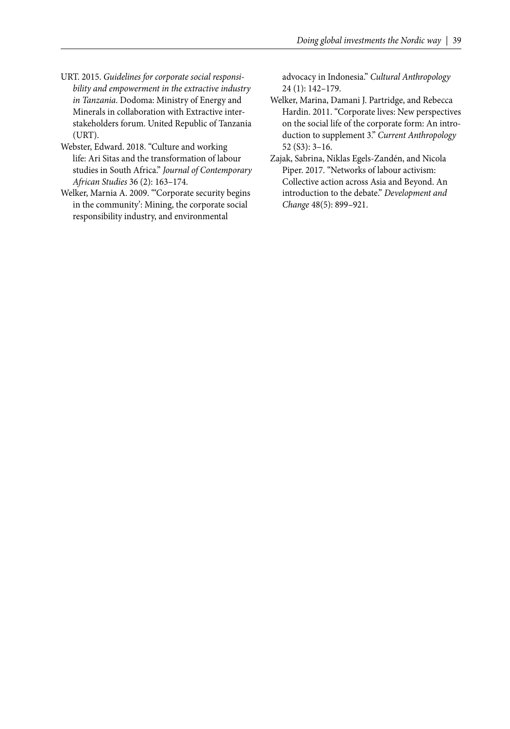URT. 2015. *Guidelines for corporate social responsibility and empowerment in the extractive industry in Tanzania*. Dodoma: Ministry of Energy and Minerals in collaboration with Extractive inter-stakeholders forum. United Republic of Tanzania (URT).

Webster, Edward. 2018. "Culture and working life: Ari Sitas and the transformation of labour studies in South Africa." *Journal of Contemporary African Studies* 36 (2): 163–174.

Welker, Marnia A. 2009. "'Corporate security begins in the community': Mining, the corporate social responsibility industry, and environmental advocacy in Indonesia." *Cultural Anthropology* 24 (1): 142–179.

Welker, Marina, Damani J. Partridge, and Rebecca Hardin. 2011. "Corporate lives: New perspectives on the social life of the corporate form: An introduction to supplement 3." *Current Anthropology* 52 (S3): 3–16.

Zajak, Sabrina, Niklas Egels-Zandén, and Nicola Piper. 2017. "Networks of labour activism: Collective action across Asia and Beyond. An introduction to the debate." *Development and Change* 48(5): 899–921.